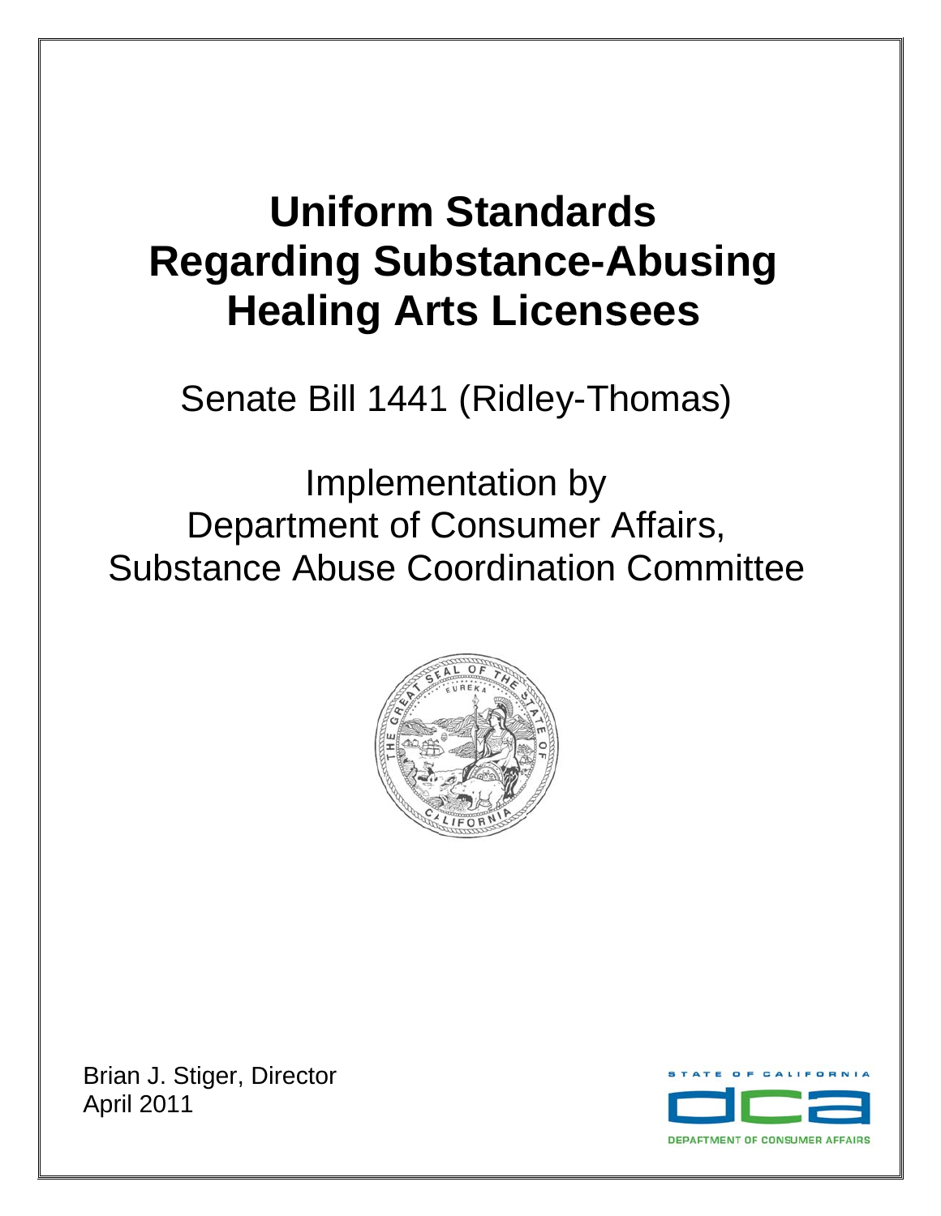# Uniform Standards Regarding Substance-Abusing Healing Arts Licensees

Senate Bill 1441 (Ridley-Thomas)

Implementation by Department of Consumer Affairs, Substance Abuse Coordination Committee

Brian J. Stiger, Director
April 2011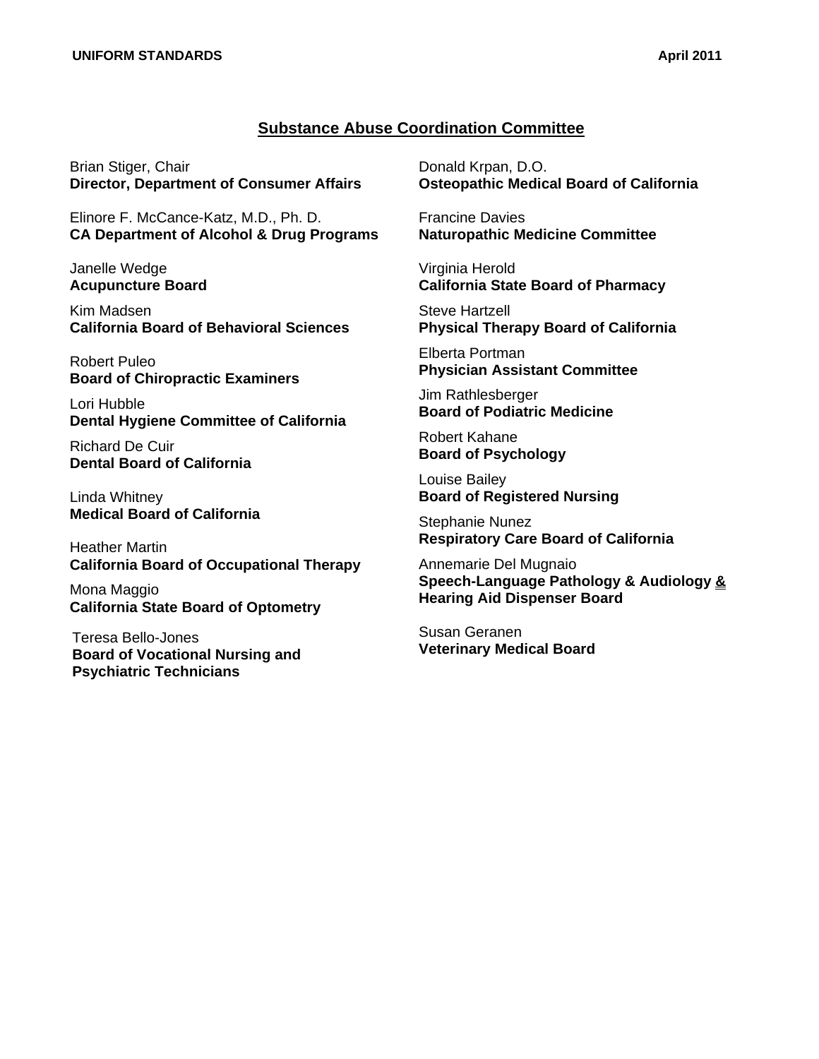## Substance Abuse Coordination Committee

Brian Stiger, Chair
**Director, Department of Consumer Affairs**

Elinore F. McCance-Katz, M.D., Ph. D.
**CA Department of Alcohol & Drug Programs**

Janelle Wedge
**Acupuncture Board**

Kim Madsen
**California Board of Behavioral Sciences**

Robert Puleo
**Board of Chiropractic Examiners**

Lori Hubble
**Dental Hygiene Committee of California**

Richard De Cuir
**Dental Board of California**

Linda Whitney
**Medical Board of California**

Heather Martin
**California Board of Occupational Therapy**

Mona Maggio
**California State Board of Optometry**

Teresa Bello-Jones
**Board of Vocational Nursing and Psychiatric Technicians**

Donald Krpan, D.O.
**Osteopathic Medical Board of California**

Francine Davies
**Naturopathic Medicine Committee**

Virginia Herold
**California State Board of Pharmacy**

Steve Hartzell
**Physical Therapy Board of California**

Elberta Portman
**Physician Assistant Committee**

Jim Rathlesberger
**Board of Podiatric Medicine**

Robert Kahane
**Board of Psychology**

Louise Bailey
**Board of Registered Nursing**

Stephanie Nunez
**Respiratory Care Board of California**

Annemarie Del Mugnaio
**Speech-Language Pathology & Audiology & Hearing Aid Dispenser Board**

Susan Geranen
**Veterinary Medical Board**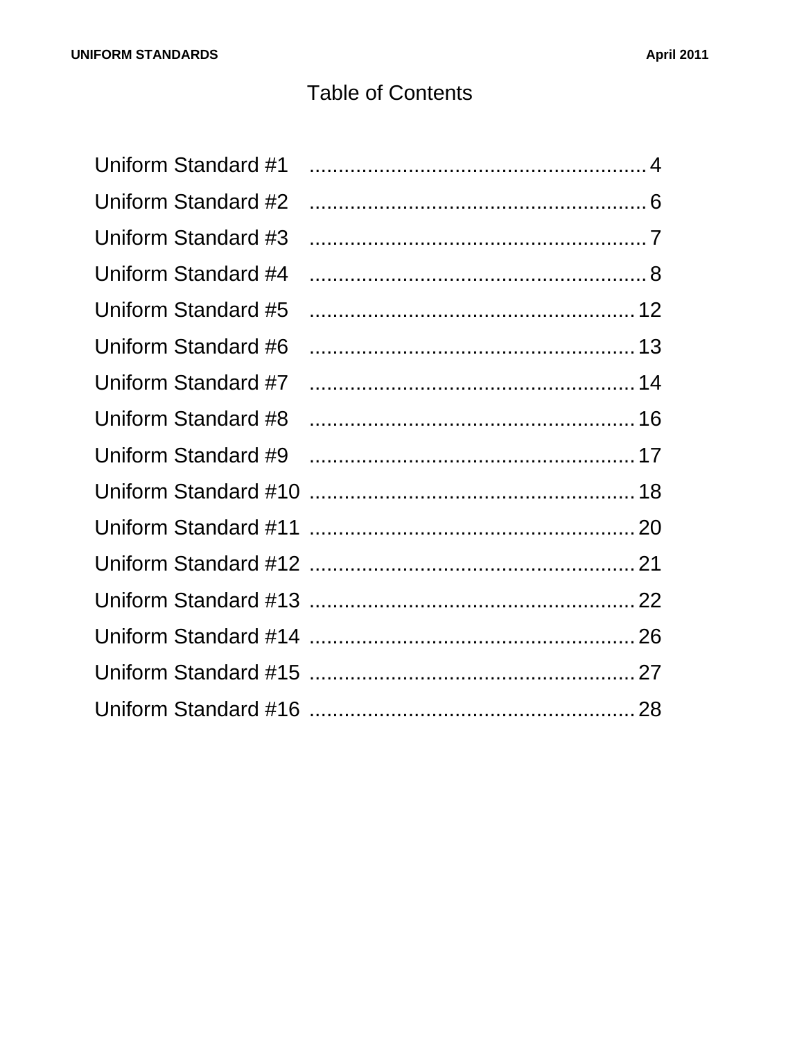# Table of Contents

Uniform Standard #1 .......................................................... 4

Uniform Standard #2 .......................................................... 6

Uniform Standard #3 .......................................................... 7

Uniform Standard #4 .......................................................... 8

Uniform Standard #5 ........................................................ 12

Uniform Standard #6 ........................................................ 13

Uniform Standard #7 ........................................................ 14

Uniform Standard #8 ........................................................ 16

Uniform Standard #9 ........................................................ 17

Uniform Standard #10 ........................................................ 18

Uniform Standard #11 ........................................................ 20

Uniform Standard #12 ........................................................ 21

Uniform Standard #13 ........................................................ 22

Uniform Standard #14 ........................................................ 26

Uniform Standard #15 ........................................................ 27

Uniform Standard #16 ........................................................ 28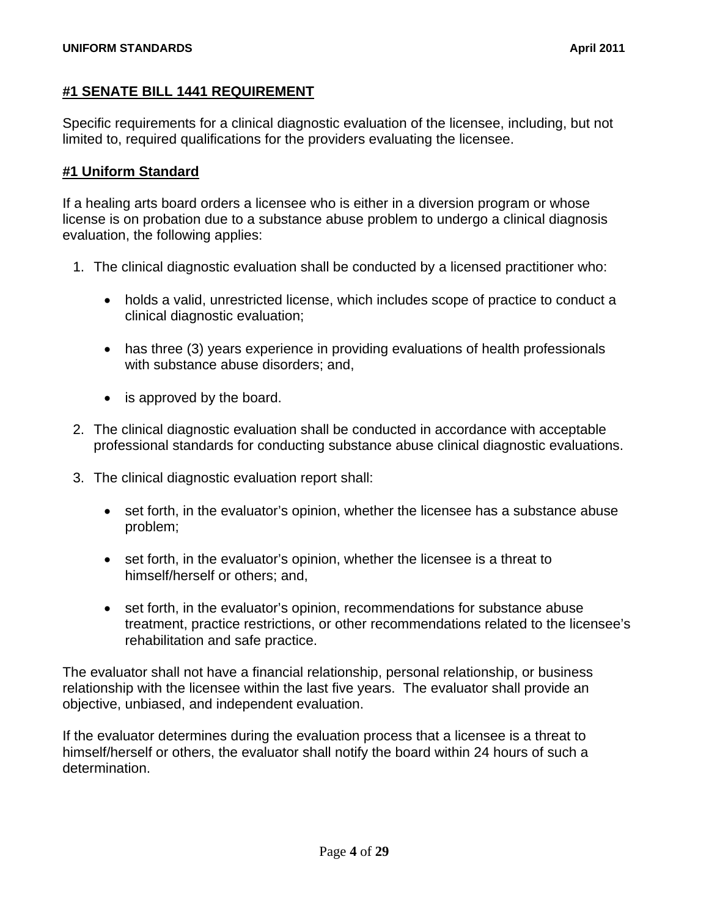## #1 SENATE BILL 1441 REQUIREMENT

Specific requirements for a clinical diagnostic evaluation of the licensee, including, but not limited to, required qualifications for the providers evaluating the licensee.

## #1 Uniform Standard

If a healing arts board orders a licensee who is either in a diversion program or whose license is on probation due to a substance abuse problem to undergo a clinical diagnosis evaluation, the following applies:

1. The clinical diagnostic evaluation shall be conducted by a licensed practitioner who:

   - holds a valid, unrestricted license, which includes scope of practice to conduct a clinical diagnostic evaluation;

   - has three (3) years experience in providing evaluations of health professionals with substance abuse disorders; and,

   - is approved by the board.

2. The clinical diagnostic evaluation shall be conducted in accordance with acceptable professional standards for conducting substance abuse clinical diagnostic evaluations.

3. The clinical diagnostic evaluation report shall:

   - set forth, in the evaluator's opinion, whether the licensee has a substance abuse problem;

   - set forth, in the evaluator's opinion, whether the licensee is a threat to himself/herself or others; and,

   - set forth, in the evaluator's opinion, recommendations for substance abuse treatment, practice restrictions, or other recommendations related to the licensee's rehabilitation and safe practice.

The evaluator shall not have a financial relationship, personal relationship, or business relationship with the licensee within the last five years. The evaluator shall provide an objective, unbiased, and independent evaluation.

If the evaluator determines during the evaluation process that a licensee is a threat to himself/herself or others, the evaluator shall notify the board within 24 hours of such a determination.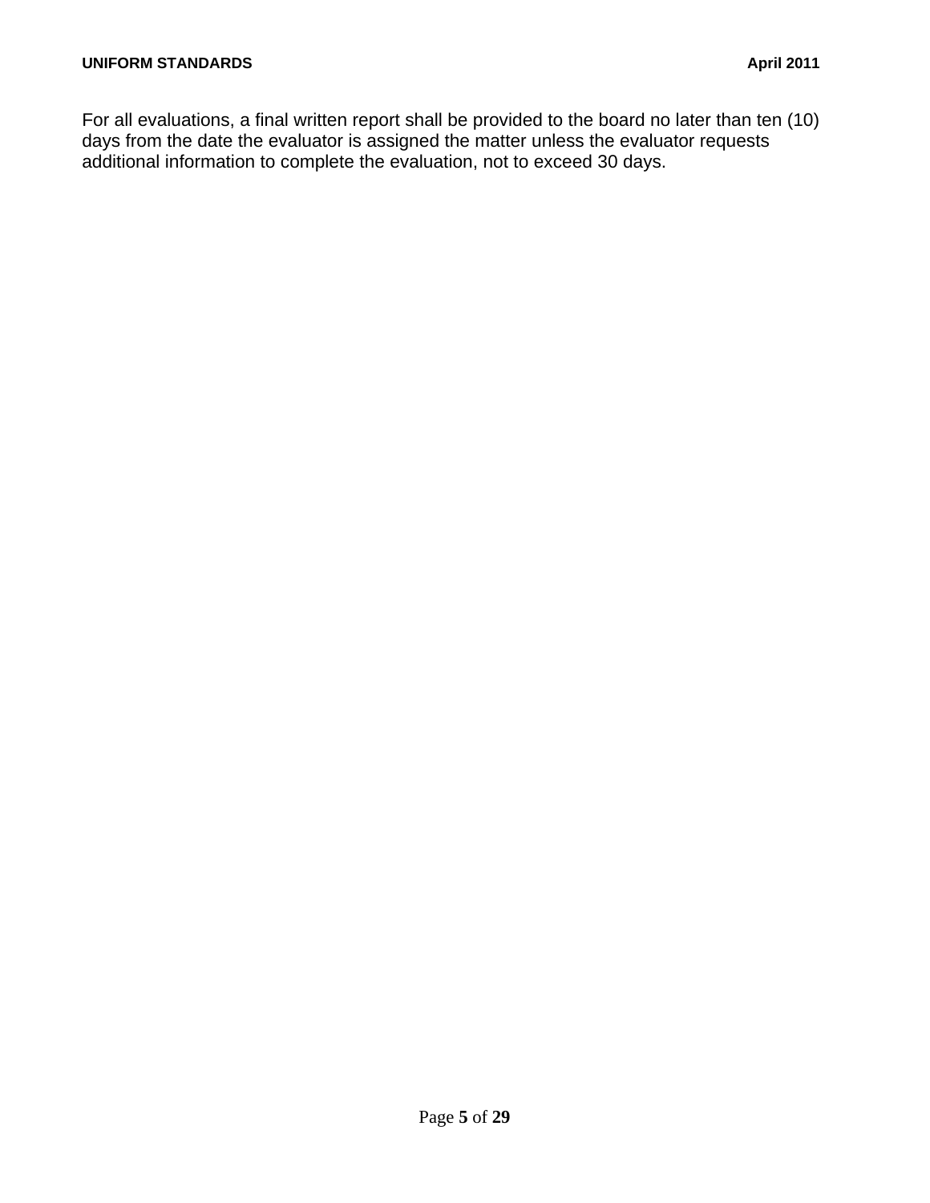For all evaluations, a final written report shall be provided to the board no later than ten (10) days from the date the evaluator is assigned the matter unless the evaluator requests additional information to complete the evaluation, not to exceed 30 days.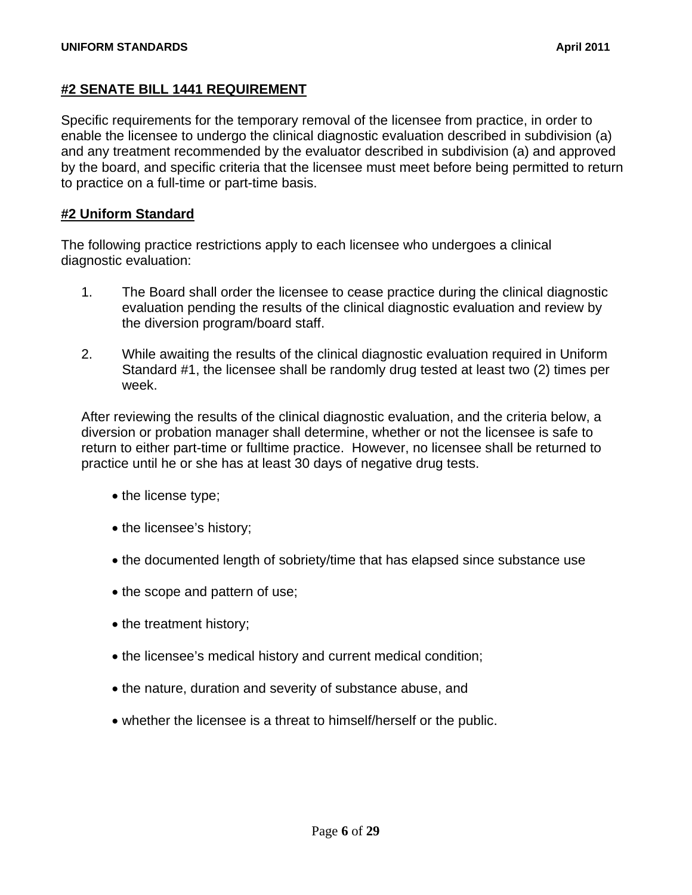## #2 SENATE BILL 1441 REQUIREMENT

Specific requirements for the temporary removal of the licensee from practice, in order to enable the licensee to undergo the clinical diagnostic evaluation described in subdivision (a) and any treatment recommended by the evaluator described in subdivision (a) and approved by the board, and specific criteria that the licensee must meet before being permitted to return to practice on a full-time or part-time basis.

## #2 Uniform Standard

The following practice restrictions apply to each licensee who undergoes a clinical diagnostic evaluation:

1. The Board shall order the licensee to cease practice during the clinical diagnostic evaluation pending the results of the clinical diagnostic evaluation and review by the diversion program/board staff.

2. While awaiting the results of the clinical diagnostic evaluation required in Uniform Standard #1, the licensee shall be randomly drug tested at least two (2) times per week.

After reviewing the results of the clinical diagnostic evaluation, and the criteria below, a diversion or probation manager shall determine, whether or not the licensee is safe to return to either part-time or fulltime practice. However, no licensee shall be returned to practice until he or she has at least 30 days of negative drug tests.

- the license type;
- the licensee's history;
- the documented length of sobriety/time that has elapsed since substance use
- the scope and pattern of use;
- the treatment history;
- the licensee's medical history and current medical condition;
- the nature, duration and severity of substance abuse, and
- whether the licensee is a threat to himself/herself or the public.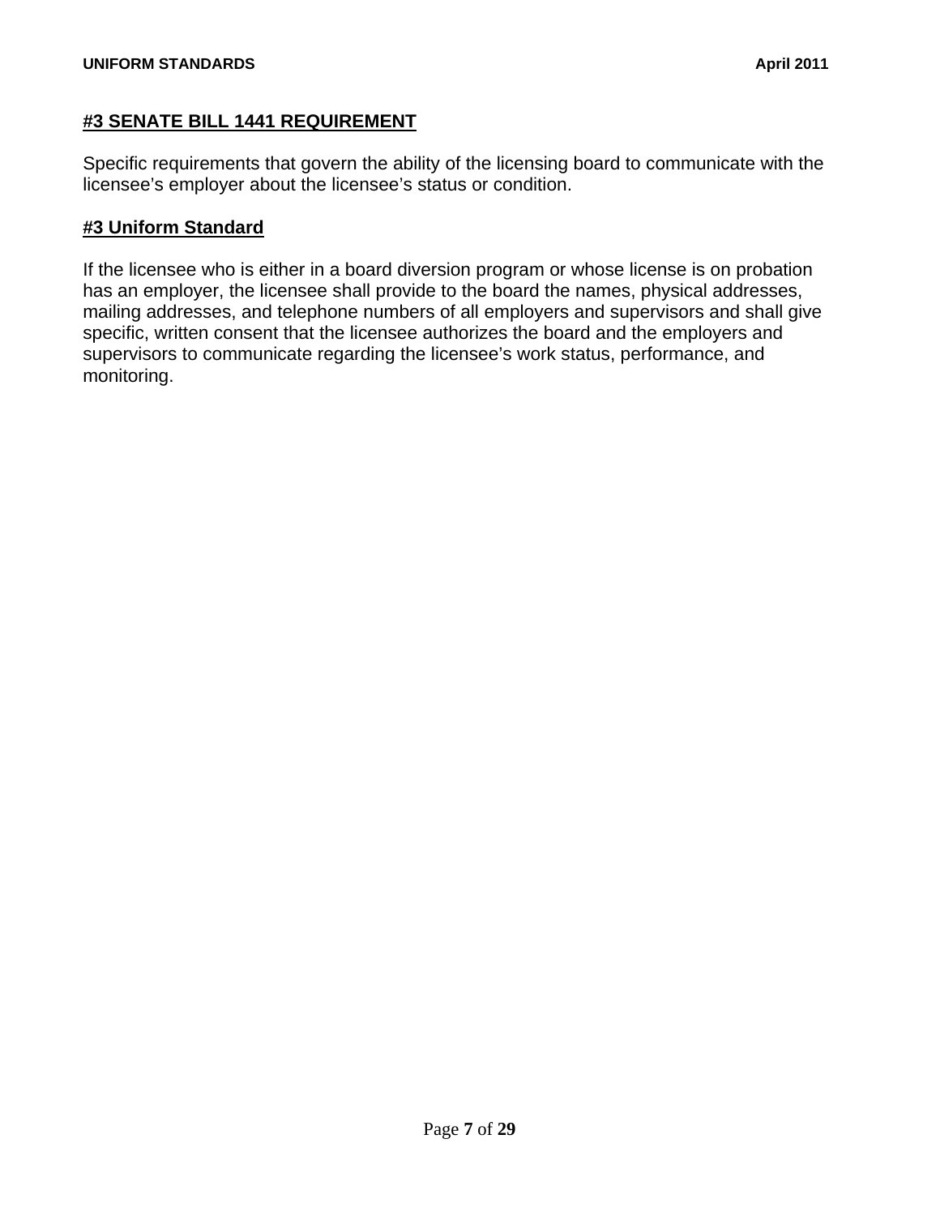#### **#3 SENATE BILL 1441 REQUIREMENT**

Specific requirements that govern the ability of the licensing board to communicate with the licensee's employer about the licensee's status or condition.

#### **#3 Uniform Standard**

If the licensee who is either in a board diversion program or whose license is on probation has an employer, the licensee shall provide to the board the names, physical addresses, mailing addresses, and telephone numbers of all employers and supervisors and shall give specific, written consent that the licensee authorizes the board and the employers and supervisors to communicate regarding the licensee's work status, performance, and monitoring.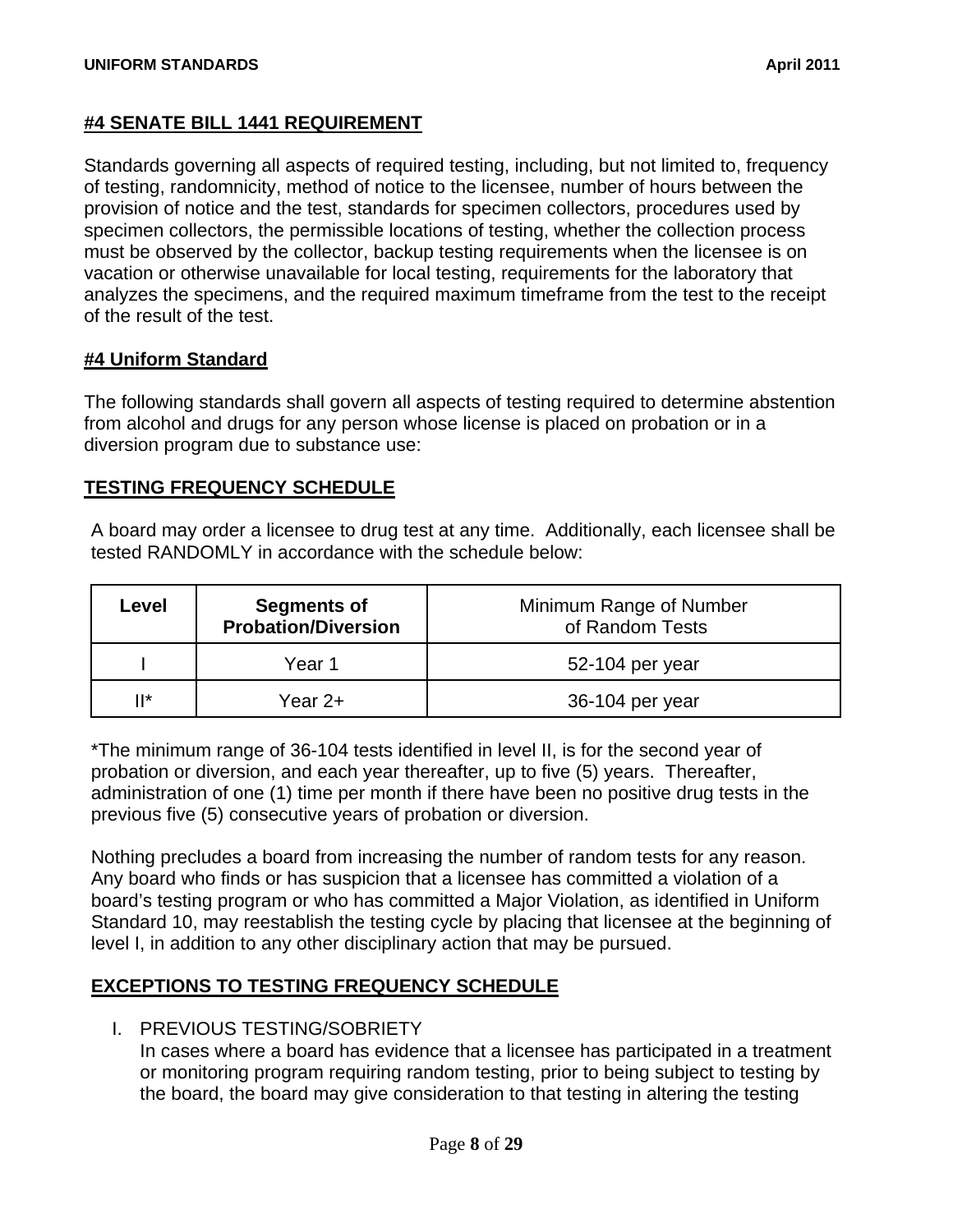#### #4 SENATE BILL 1441 REQUIREMENT

Standards governing all aspects of required testing, including, but not limited to, frequency of testing, randomnicity, method of notice to the licensee, number of hours between the provision of notice and the test, standards for specimen collectors, procedures used by specimen collectors, the permissible locations of testing, whether the collection process must be observed by the collector, backup testing requirements when the licensee is on vacation or otherwise unavailable for local testing, requirements for the laboratory that analyzes the specimens, and the required maximum timeframe from the test to the receipt of the result of the test.

#### #4 Uniform Standard

The following standards shall govern all aspects of testing required to determine abstention from alcohol and drugs for any person whose license is placed on probation or in a diversion program due to substance use:

#### TESTING FREQUENCY SCHEDULE

A board may order a licensee to drug test at any time. Additionally, each licensee shall be tested RANDOMLY in accordance with the schedule below:

| Level | Segments of Probation/Diversion | Minimum Range of Number of Random Tests |
|---|---|---|
| I | Year 1 | 52-104 per year |
| II* | Year 2+ | 36-104 per year |

*The minimum range of 36-104 tests identified in level II, is for the second year of probation or diversion, and each year thereafter, up to five (5) years. Thereafter, administration of one (1) time per month if there have been no positive drug tests in the previous five (5) consecutive years of probation or diversion.

Nothing precludes a board from increasing the number of random tests for any reason. Any board who finds or has suspicion that a licensee has committed a violation of a board's testing program or who has committed a Major Violation, as identified in Uniform Standard 10, may reestablish the testing cycle by placing that licensee at the beginning of level I, in addition to any other disciplinary action that may be pursued.

#### EXCEPTIONS TO TESTING FREQUENCY SCHEDULE

I. PREVIOUS TESTING/SOBRIETY
   In cases where a board has evidence that a licensee has participated in a treatment or monitoring program requiring random testing, prior to being subject to testing by the board, the board may give consideration to that testing in altering the testing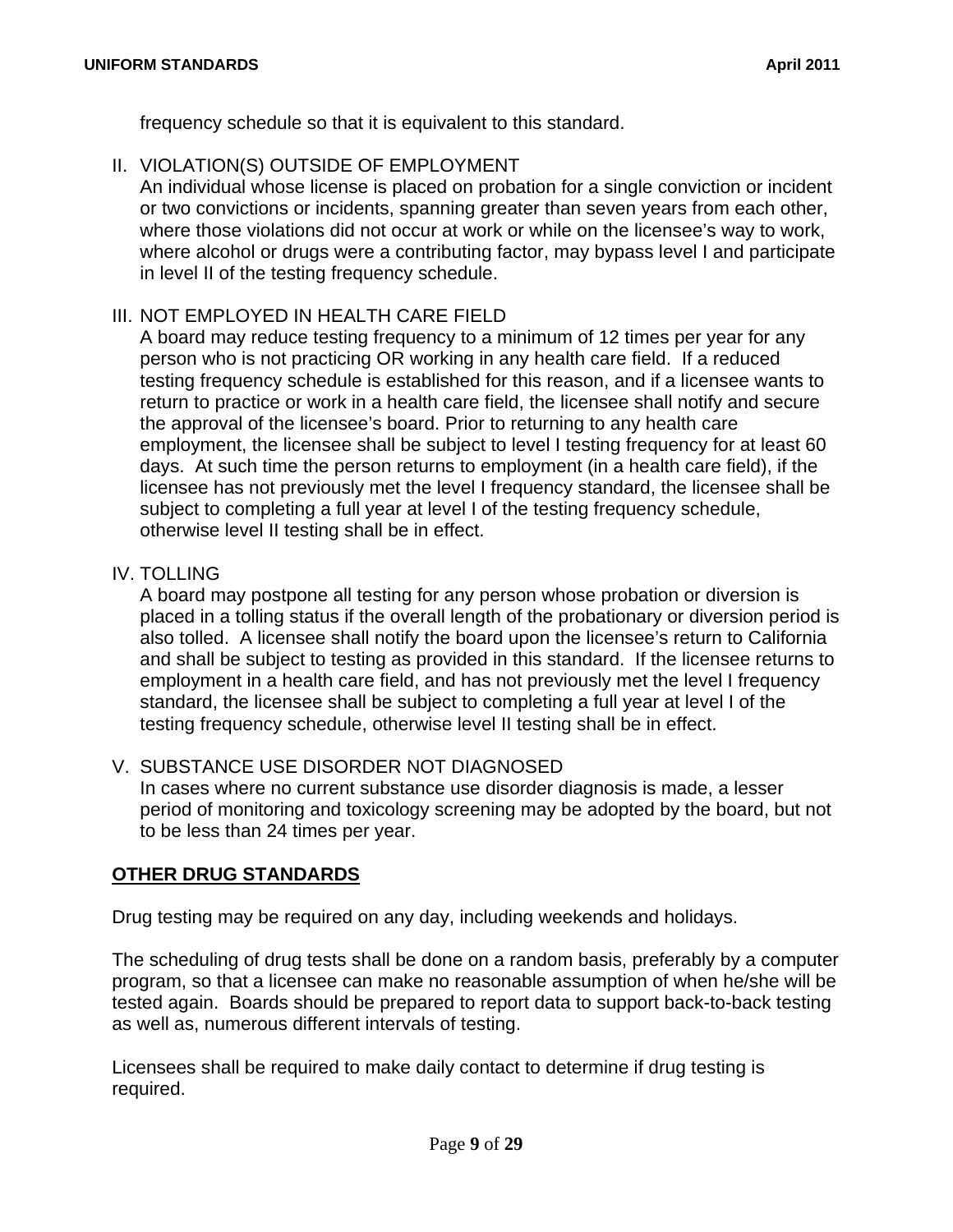frequency schedule so that it is equivalent to this standard.

II. VIOLATION(S) OUTSIDE OF EMPLOYMENT
An individual whose license is placed on probation for a single conviction or incident or two convictions or incidents, spanning greater than seven years from each other, where those violations did not occur at work or while on the licensee's way to work, where alcohol or drugs were a contributing factor, may bypass level I and participate in level II of the testing frequency schedule.

III. NOT EMPLOYED IN HEALTH CARE FIELD
A board may reduce testing frequency to a minimum of 12 times per year for any person who is not practicing OR working in any health care field. If a reduced testing frequency schedule is established for this reason, and if a licensee wants to return to practice or work in a health care field, the licensee shall notify and secure the approval of the licensee's board. Prior to returning to any health care employment, the licensee shall be subject to level I testing frequency for at least 60 days. At such time the person returns to employment (in a health care field), if the licensee has not previously met the level I frequency standard, the licensee shall be subject to completing a full year at level I of the testing frequency schedule, otherwise level II testing shall be in effect.

IV. TOLLING
A board may postpone all testing for any person whose probation or diversion is placed in a tolling status if the overall length of the probationary or diversion period is also tolled. A licensee shall notify the board upon the licensee's return to California and shall be subject to testing as provided in this standard. If the licensee returns to employment in a health care field, and has not previously met the level I frequency standard, the licensee shall be subject to completing a full year at level I of the testing frequency schedule, otherwise level II testing shall be in effect.

V. SUBSTANCE USE DISORDER NOT DIAGNOSED
In cases where no current substance use disorder diagnosis is made, a lesser period of monitoring and toxicology screening may be adopted by the board, but not to be less than 24 times per year.

## OTHER DRUG STANDARDS

Drug testing may be required on any day, including weekends and holidays.

The scheduling of drug tests shall be done on a random basis, preferably by a computer program, so that a licensee can make no reasonable assumption of when he/she will be tested again. Boards should be prepared to report data to support back-to-back testing as well as, numerous different intervals of testing.

Licensees shall be required to make daily contact to determine if drug testing is required.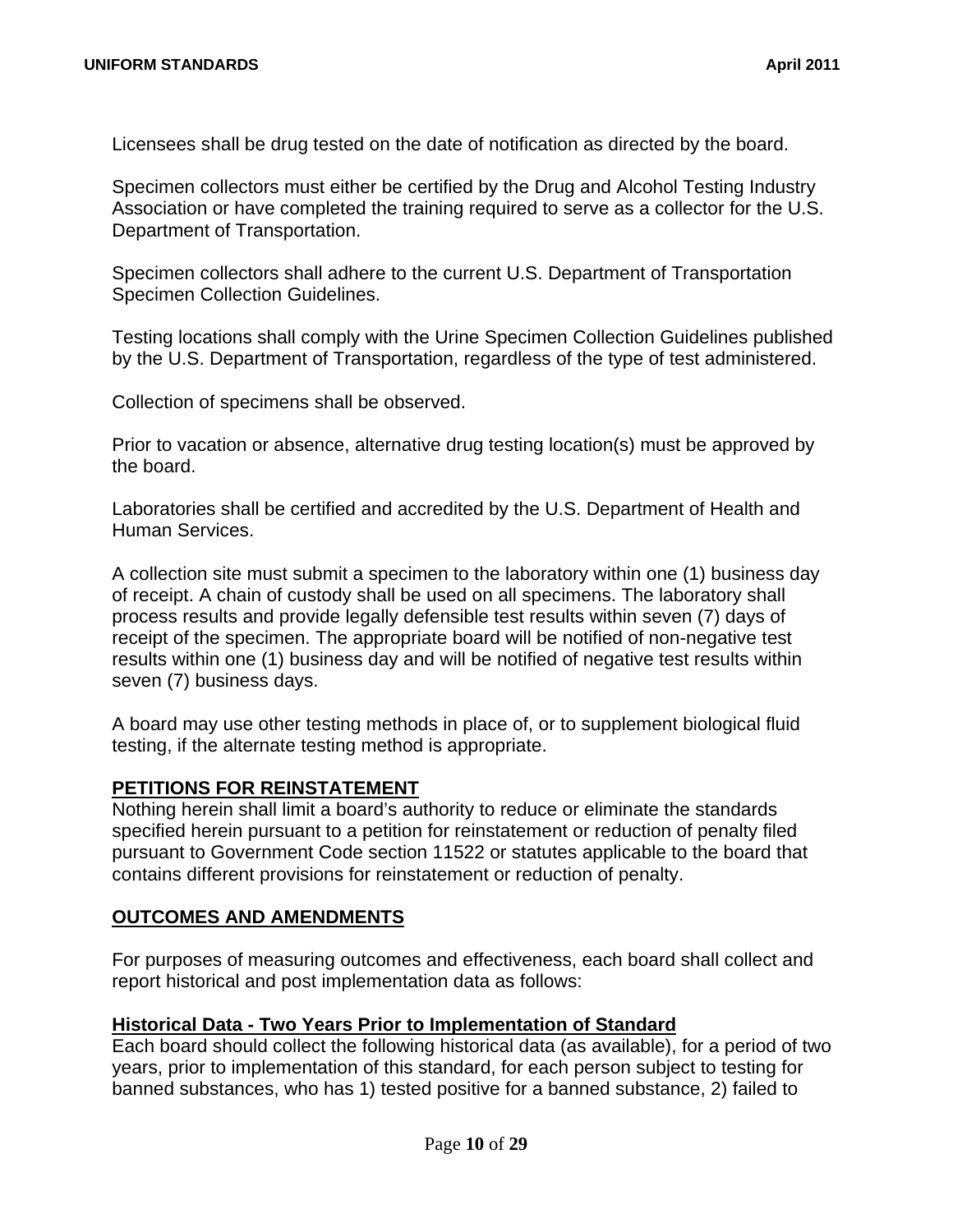Licensees shall be drug tested on the date of notification as directed by the board.

Specimen collectors must either be certified by the Drug and Alcohol Testing Industry Association or have completed the training required to serve as a collector for the U.S. Department of Transportation.

Specimen collectors shall adhere to the current U.S. Department of Transportation Specimen Collection Guidelines.

Testing locations shall comply with the Urine Specimen Collection Guidelines published by the U.S. Department of Transportation, regardless of the type of test administered.

Collection of specimens shall be observed.

Prior to vacation or absence, alternative drug testing location(s) must be approved by the board.

Laboratories shall be certified and accredited by the U.S. Department of Health and Human Services.

A collection site must submit a specimen to the laboratory within one (1) business day of receipt. A chain of custody shall be used on all specimens. The laboratory shall process results and provide legally defensible test results within seven (7) days of receipt of the specimen. The appropriate board will be notified of non-negative test results within one (1) business day and will be notified of negative test results within seven (7) business days.

A board may use other testing methods in place of, or to supplement biological fluid testing, if the alternate testing method is appropriate.

**PETITIONS FOR REINSTATEMENT**

Nothing herein shall limit a board's authority to reduce or eliminate the standards specified herein pursuant to a petition for reinstatement or reduction of penalty filed pursuant to Government Code section 11522 or statutes applicable to the board that contains different provisions for reinstatement or reduction of penalty.

**OUTCOMES AND AMENDMENTS**

For purposes of measuring outcomes and effectiveness, each board shall collect and report historical and post implementation data as follows:

**Historical Data - Two Years Prior to Implementation of Standard**

Each board should collect the following historical data (as available), for a period of two years, prior to implementation of this standard, for each person subject to testing for banned substances, who has 1) tested positive for a banned substance, 2) failed to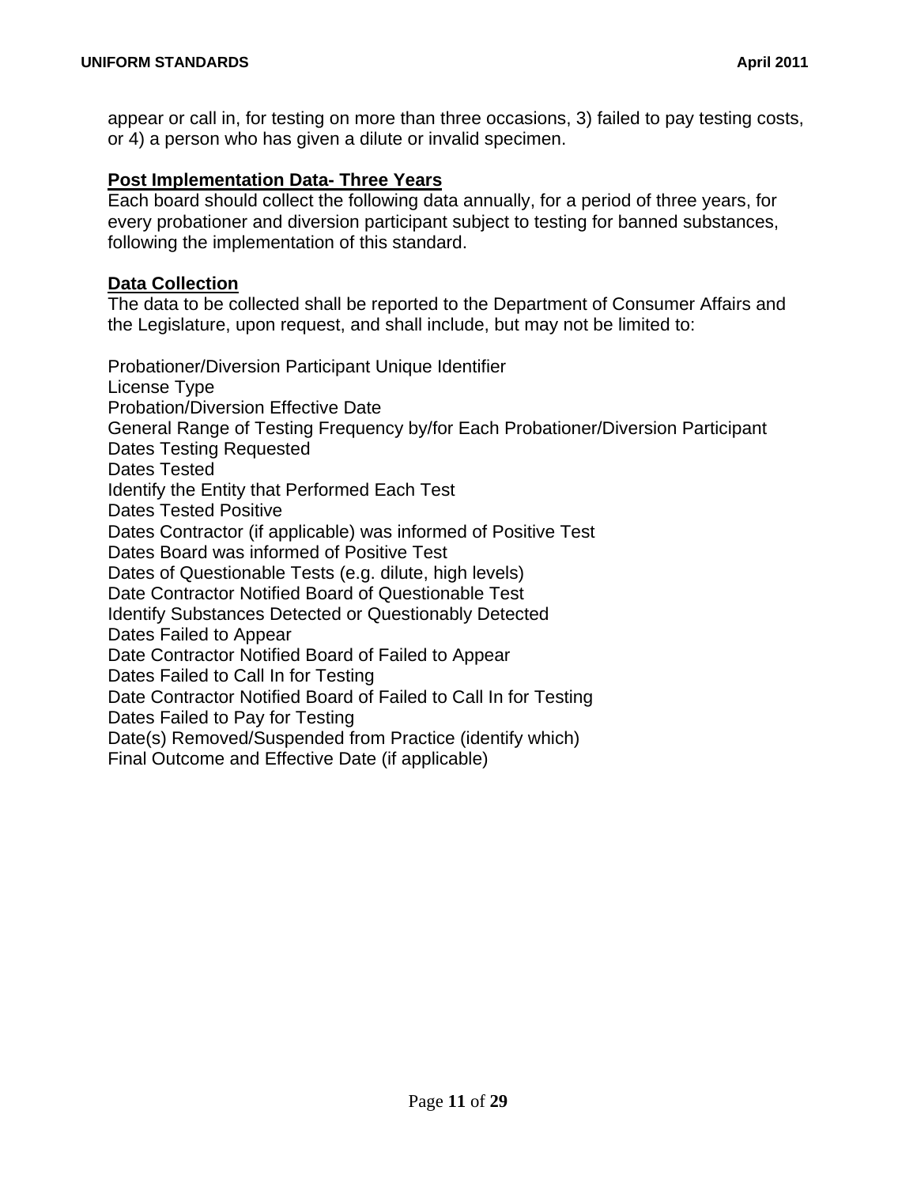appear or call in, for testing on more than three occasions, 3) failed to pay testing costs, or 4) a person who has given a dilute or invalid specimen.

**Post Implementation Data- Three Years**

Each board should collect the following data annually, for a period of three years, for every probationer and diversion participant subject to testing for banned substances, following the implementation of this standard.

**Data Collection**

The data to be collected shall be reported to the Department of Consumer Affairs and the Legislature, upon request, and shall include, but may not be limited to:

Probationer/Diversion Participant Unique Identifier
License Type
Probation/Diversion Effective Date
General Range of Testing Frequency by/for Each Probationer/Diversion Participant
Dates Testing Requested
Dates Tested
Identify the Entity that Performed Each Test
Dates Tested Positive
Dates Contractor (if applicable) was informed of Positive Test
Dates Board was informed of Positive Test
Dates of Questionable Tests (e.g. dilute, high levels)
Date Contractor Notified Board of Questionable Test
Identify Substances Detected or Questionably Detected
Dates Failed to Appear
Date Contractor Notified Board of Failed to Appear
Dates Failed to Call In for Testing
Date Contractor Notified Board of Failed to Call In for Testing
Dates Failed to Pay for Testing
Date(s) Removed/Suspended from Practice (identify which)
Final Outcome and Effective Date (if applicable)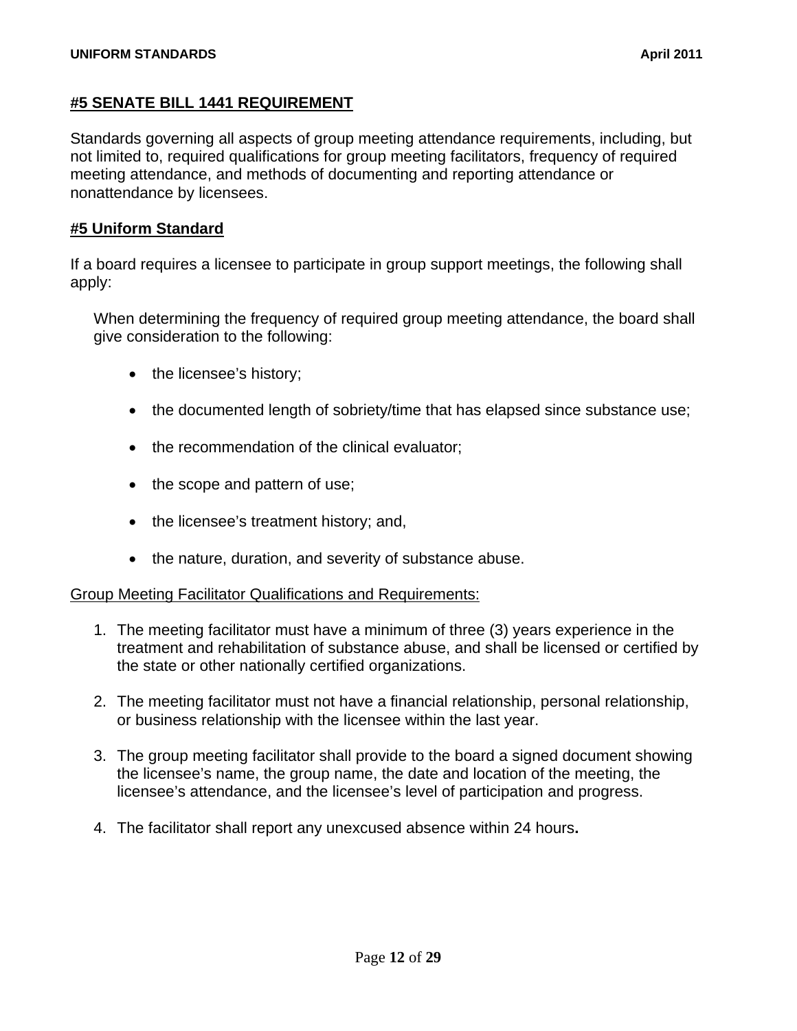## #5 SENATE BILL 1441 REQUIREMENT

Standards governing all aspects of group meeting attendance requirements, including, but not limited to, required qualifications for group meeting facilitators, frequency of required meeting attendance, and methods of documenting and reporting attendance or nonattendance by licensees.

## #5 Uniform Standard

If a board requires a licensee to participate in group support meetings, the following shall apply:

When determining the frequency of required group meeting attendance, the board shall give consideration to the following:

- the licensee's history;
- the documented length of sobriety/time that has elapsed since substance use;
- the recommendation of the clinical evaluator;
- the scope and pattern of use;
- the licensee's treatment history; and,
- the nature, duration, and severity of substance abuse.

Group Meeting Facilitator Qualifications and Requirements:

1. The meeting facilitator must have a minimum of three (3) years experience in the treatment and rehabilitation of substance abuse, and shall be licensed or certified by the state or other nationally certified organizations.
2. The meeting facilitator must not have a financial relationship, personal relationship, or business relationship with the licensee within the last year.
3. The group meeting facilitator shall provide to the board a signed document showing the licensee's name, the group name, the date and location of the meeting, the licensee's attendance, and the licensee's level of participation and progress.
4. The facilitator shall report any unexcused absence within 24 hours**.**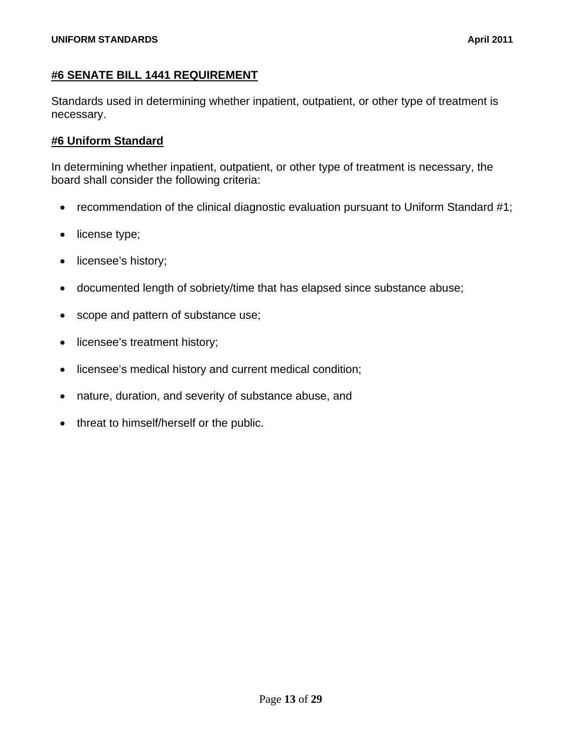**#6 SENATE BILL 1441 REQUIREMENT**

Standards used in determining whether inpatient, outpatient, or other type of treatment is necessary.

**#6 Uniform Standard**

In determining whether inpatient, outpatient, or other type of treatment is necessary, the board shall consider the following criteria:

- recommendation of the clinical diagnostic evaluation pursuant to Uniform Standard #1;
- license type;
- licensee's history;
- documented length of sobriety/time that has elapsed since substance abuse;
- scope and pattern of substance use;
- licensee's treatment history;
- licensee's medical history and current medical condition;
- nature, duration, and severity of substance abuse, and
- threat to himself/herself or the public.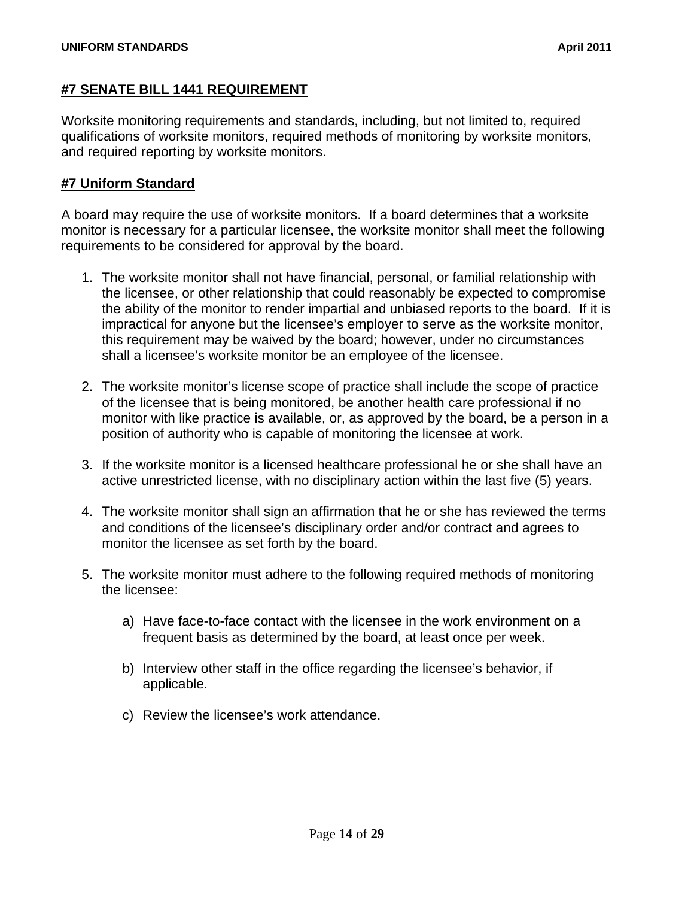## #7 SENATE BILL 1441 REQUIREMENT

Worksite monitoring requirements and standards, including, but not limited to, required qualifications of worksite monitors, required methods of monitoring by worksite monitors, and required reporting by worksite monitors.

## #7 Uniform Standard

A board may require the use of worksite monitors. If a board determines that a worksite monitor is necessary for a particular licensee, the worksite monitor shall meet the following requirements to be considered for approval by the board.

1. The worksite monitor shall not have financial, personal, or familial relationship with the licensee, or other relationship that could reasonably be expected to compromise the ability of the monitor to render impartial and unbiased reports to the board. If it is impractical for anyone but the licensee's employer to serve as the worksite monitor, this requirement may be waived by the board; however, under no circumstances shall a licensee's worksite monitor be an employee of the licensee.

2. The worksite monitor's license scope of practice shall include the scope of practice of the licensee that is being monitored, be another health care professional if no monitor with like practice is available, or, as approved by the board, be a person in a position of authority who is capable of monitoring the licensee at work.

3. If the worksite monitor is a licensed healthcare professional he or she shall have an active unrestricted license, with no disciplinary action within the last five (5) years.

4. The worksite monitor shall sign an affirmation that he or she has reviewed the terms and conditions of the licensee's disciplinary order and/or contract and agrees to monitor the licensee as set forth by the board.

5. The worksite monitor must adhere to the following required methods of monitoring the licensee:

   a) Have face-to-face contact with the licensee in the work environment on a frequent basis as determined by the board, at least once per week.

   b) Interview other staff in the office regarding the licensee's behavior, if applicable.

   c) Review the licensee's work attendance.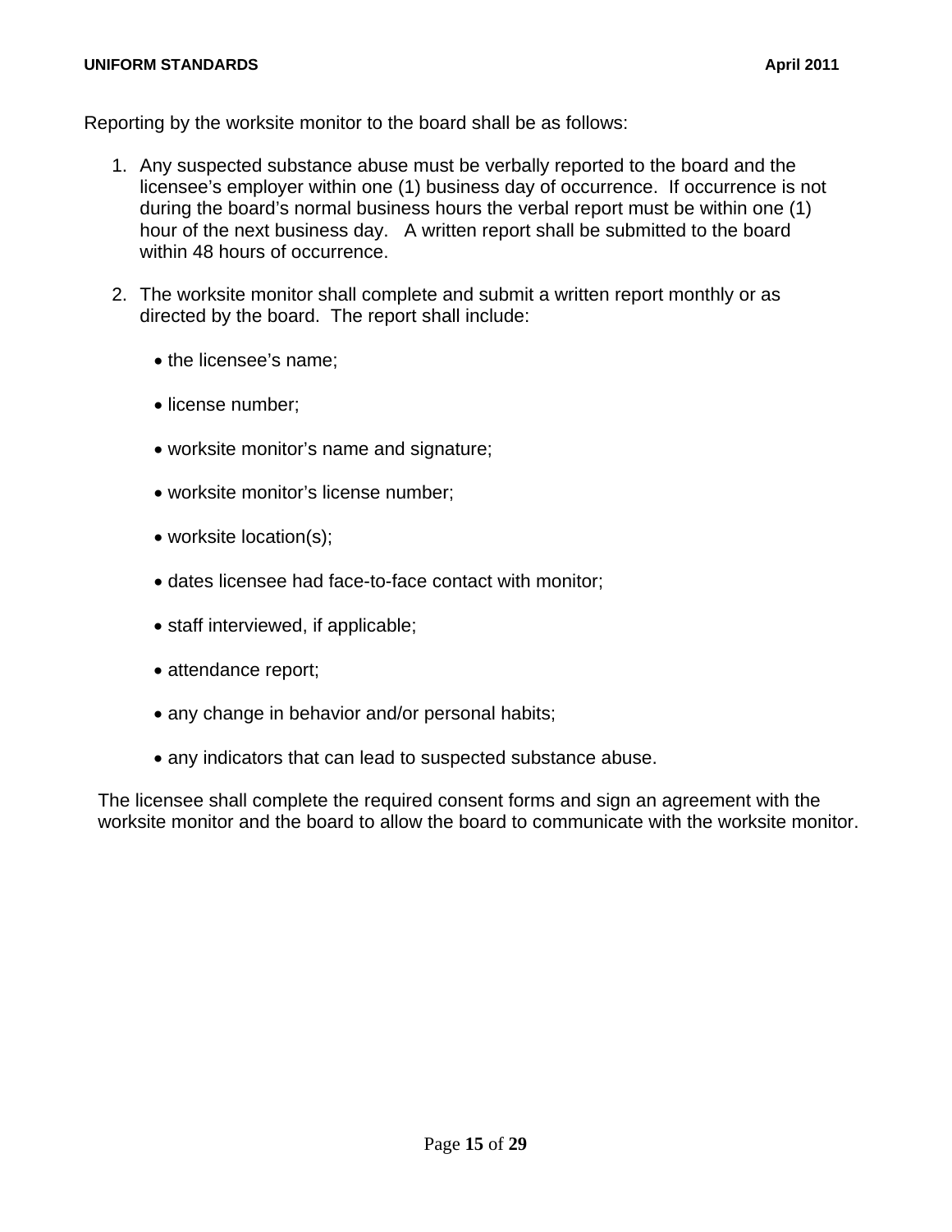Reporting by the worksite monitor to the board shall be as follows:

1. Any suspected substance abuse must be verbally reported to the board and the licensee's employer within one (1) business day of occurrence. If occurrence is not during the board's normal business hours the verbal report must be within one (1) hour of the next business day. A written report shall be submitted to the board within 48 hours of occurrence.

2. The worksite monitor shall complete and submit a written report monthly or as directed by the board. The report shall include:

   - the licensee's name;
   - license number;
   - worksite monitor's name and signature;
   - worksite monitor's license number;
   - worksite location(s);
   - dates licensee had face-to-face contact with monitor;
   - staff interviewed, if applicable;
   - attendance report;
   - any change in behavior and/or personal habits;
   - any indicators that can lead to suspected substance abuse.

The licensee shall complete the required consent forms and sign an agreement with the worksite monitor and the board to allow the board to communicate with the worksite monitor.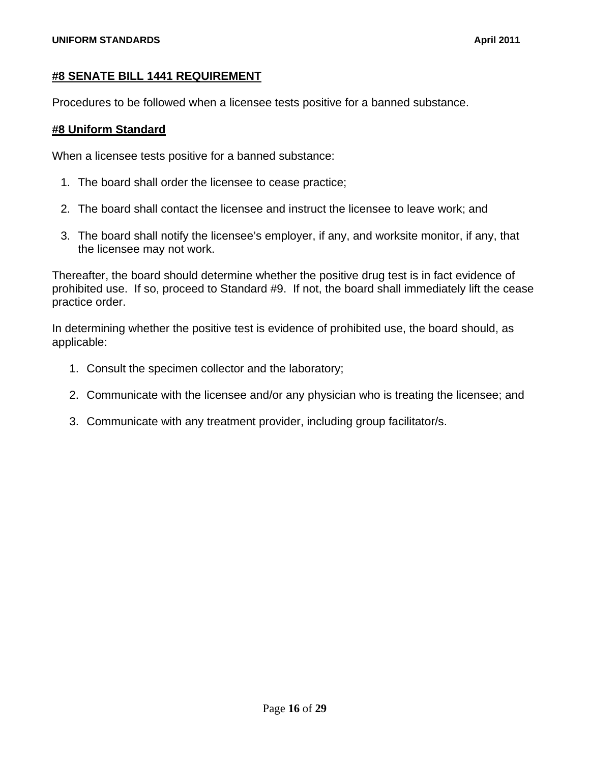## #8 SENATE BILL 1441 REQUIREMENT

Procedures to be followed when a licensee tests positive for a banned substance.

## #8 Uniform Standard

When a licensee tests positive for a banned substance:

1. The board shall order the licensee to cease practice;
2. The board shall contact the licensee and instruct the licensee to leave work; and
3. The board shall notify the licensee's employer, if any, and worksite monitor, if any, that the licensee may not work.

Thereafter, the board should determine whether the positive drug test is in fact evidence of prohibited use. If so, proceed to Standard #9. If not, the board shall immediately lift the cease practice order.

In determining whether the positive test is evidence of prohibited use, the board should, as applicable:

1. Consult the specimen collector and the laboratory;
2. Communicate with the licensee and/or any physician who is treating the licensee; and
3. Communicate with any treatment provider, including group facilitator/s.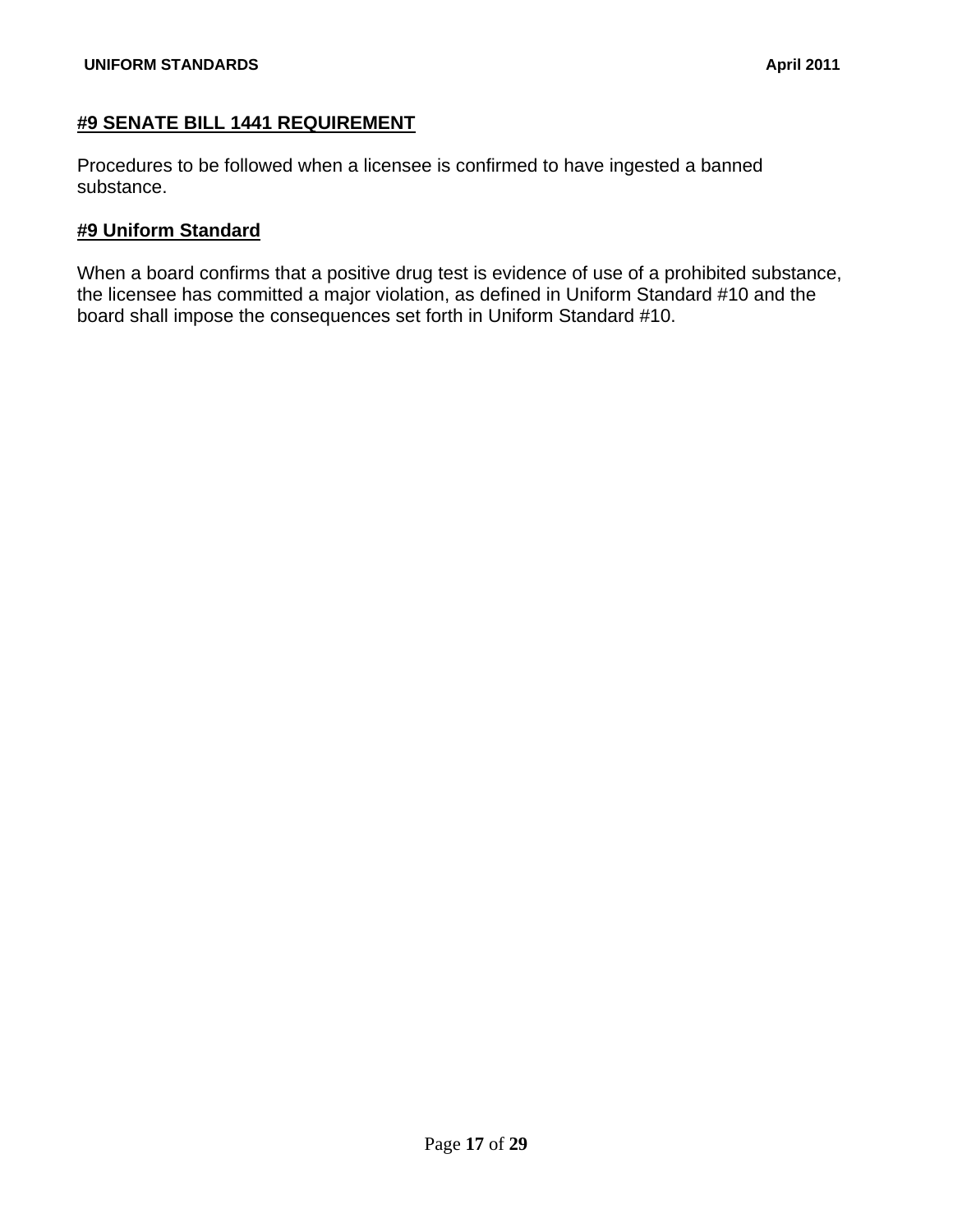## #9 SENATE BILL 1441 REQUIREMENT

Procedures to be followed when a licensee is confirmed to have ingested a banned substance.

### #9 Uniform Standard

When a board confirms that a positive drug test is evidence of use of a prohibited substance, the licensee has committed a major violation, as defined in Uniform Standard #10 and the board shall impose the consequences set forth in Uniform Standard #10.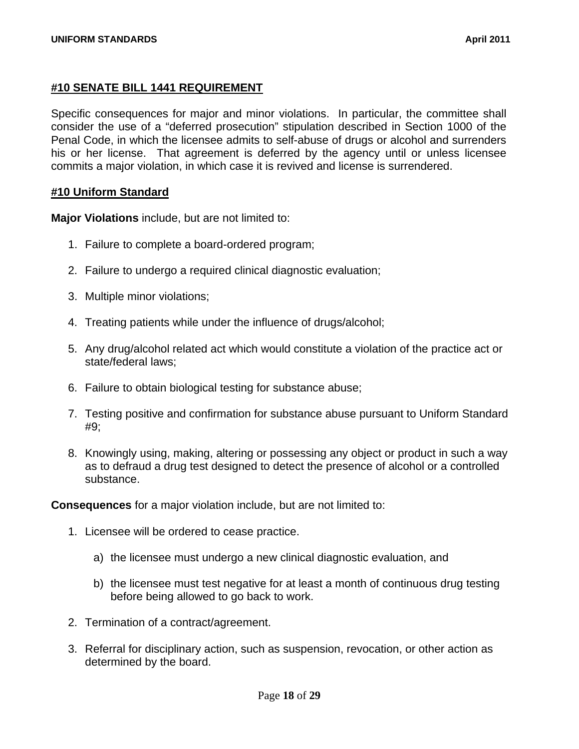## #10 SENATE BILL 1441 REQUIREMENT

Specific consequences for major and minor violations. In particular, the committee shall consider the use of a “deferred prosecution” stipulation described in Section 1000 of the Penal Code, in which the licensee admits to self-abuse of drugs or alcohol and surrenders his or her license. That agreement is deferred by the agency until or unless licensee commits a major violation, in which case it is revived and license is surrendered.

## #10 Uniform Standard

**Major Violations** include, but are not limited to:

1. Failure to complete a board-ordered program;

2. Failure to undergo a required clinical diagnostic evaluation;

3. Multiple minor violations;

4. Treating patients while under the influence of drugs/alcohol;

5. Any drug/alcohol related act which would constitute a violation of the practice act or state/federal laws;

6. Failure to obtain biological testing for substance abuse;

7. Testing positive and confirmation for substance abuse pursuant to Uniform Standard #9;

8. Knowingly using, making, altering or possessing any object or product in such a way as to defraud a drug test designed to detect the presence of alcohol or a controlled substance.

**Consequences** for a major violation include, but are not limited to:

1. Licensee will be ordered to cease practice.

   a) the licensee must undergo a new clinical diagnostic evaluation, and

   b) the licensee must test negative for at least a month of continuous drug testing before being allowed to go back to work.

2. Termination of a contract/agreement.

3. Referral for disciplinary action, such as suspension, revocation, or other action as determined by the board.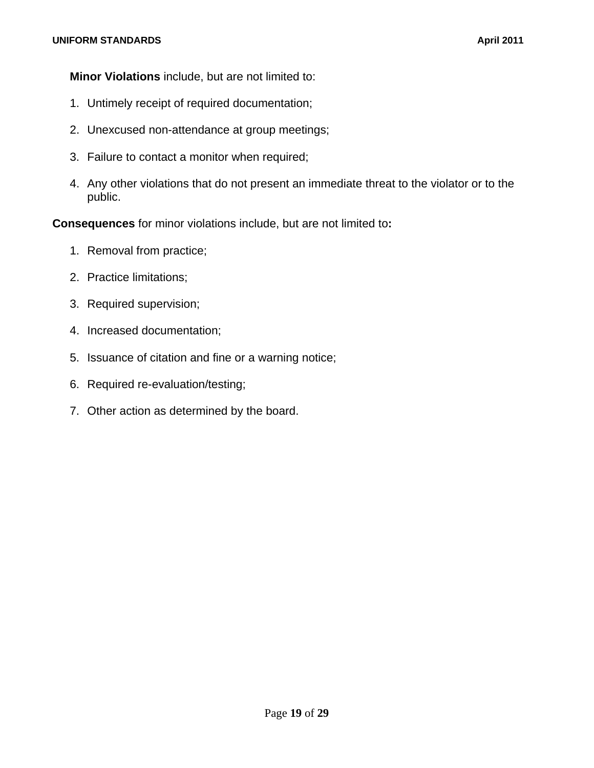**Minor Violations** include, but are not limited to:

1. Untimely receipt of required documentation;

2. Unexcused non-attendance at group meetings;

3. Failure to contact a monitor when required;

4. Any other violations that do not present an immediate threat to the violator or to the public.

**Consequences** for minor violations include, but are not limited to**:**

1. Removal from practice;

2. Practice limitations;

3. Required supervision;

4. Increased documentation;

5. Issuance of citation and fine or a warning notice;

6. Required re-evaluation/testing;

7. Other action as determined by the board.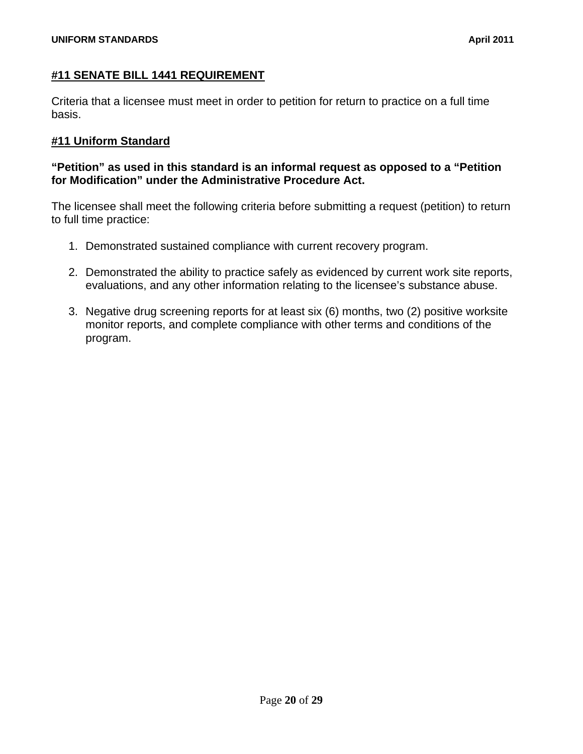## #11 SENATE BILL 1441 REQUIREMENT

Criteria that a licensee must meet in order to petition for return to practice on a full time basis.

## #11 Uniform Standard

**"Petition" as used in this standard is an informal request as opposed to a "Petition for Modification" under the Administrative Procedure Act.**

The licensee shall meet the following criteria before submitting a request (petition) to return to full time practice:

1. Demonstrated sustained compliance with current recovery program.

2. Demonstrated the ability to practice safely as evidenced by current work site reports, evaluations, and any other information relating to the licensee's substance abuse.

3. Negative drug screening reports for at least six (6) months, two (2) positive worksite monitor reports, and complete compliance with other terms and conditions of the program.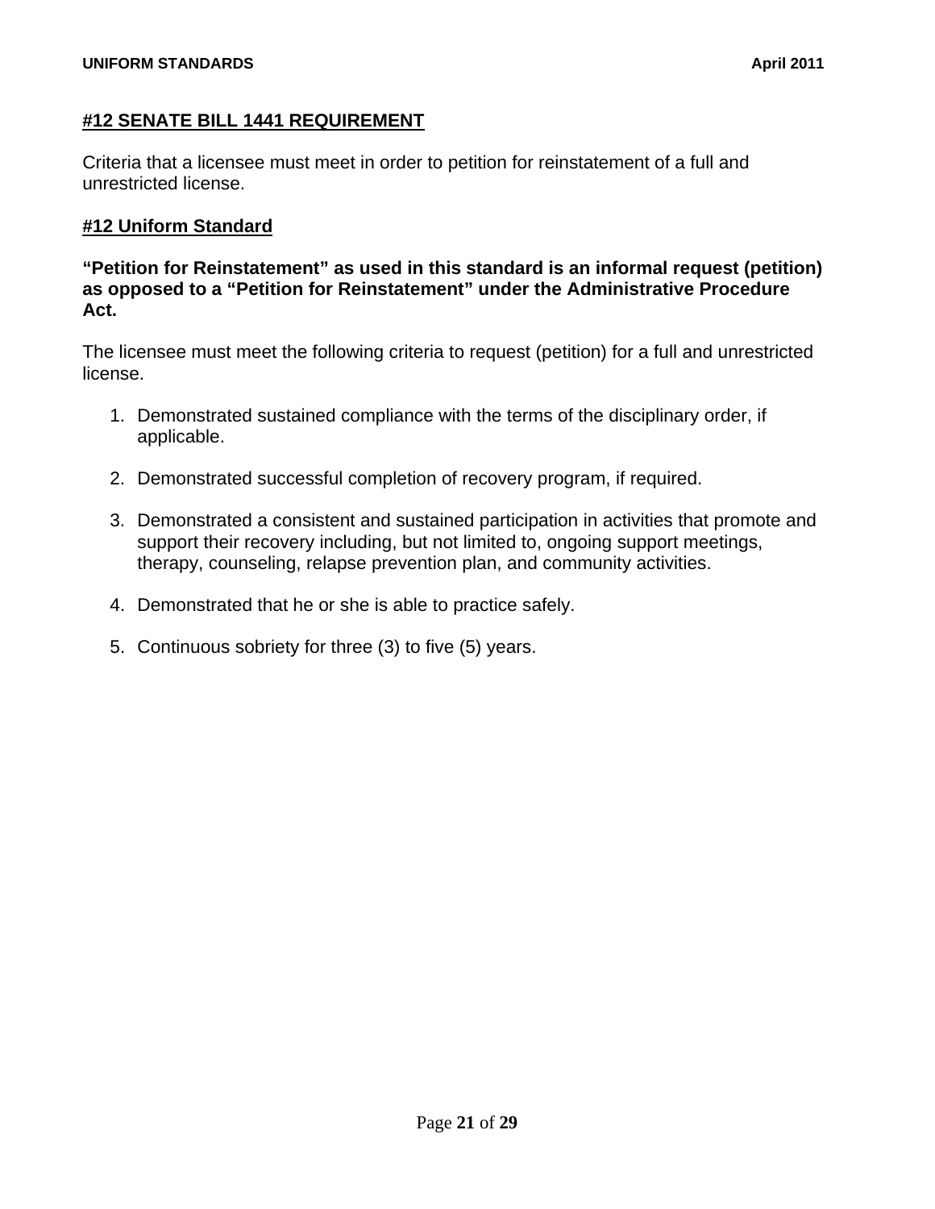## #12 SENATE BILL 1441 REQUIREMENT

Criteria that a licensee must meet in order to petition for reinstatement of a full and unrestricted license.

## #12 Uniform Standard

**"Petition for Reinstatement" as used in this standard is an informal request (petition) as opposed to a "Petition for Reinstatement" under the Administrative Procedure Act.**

The licensee must meet the following criteria to request (petition) for a full and unrestricted license.

1. Demonstrated sustained compliance with the terms of the disciplinary order, if applicable.

2. Demonstrated successful completion of recovery program, if required.

3. Demonstrated a consistent and sustained participation in activities that promote and support their recovery including, but not limited to, ongoing support meetings, therapy, counseling, relapse prevention plan, and community activities.

4. Demonstrated that he or she is able to practice safely.

5. Continuous sobriety for three (3) to five (5) years.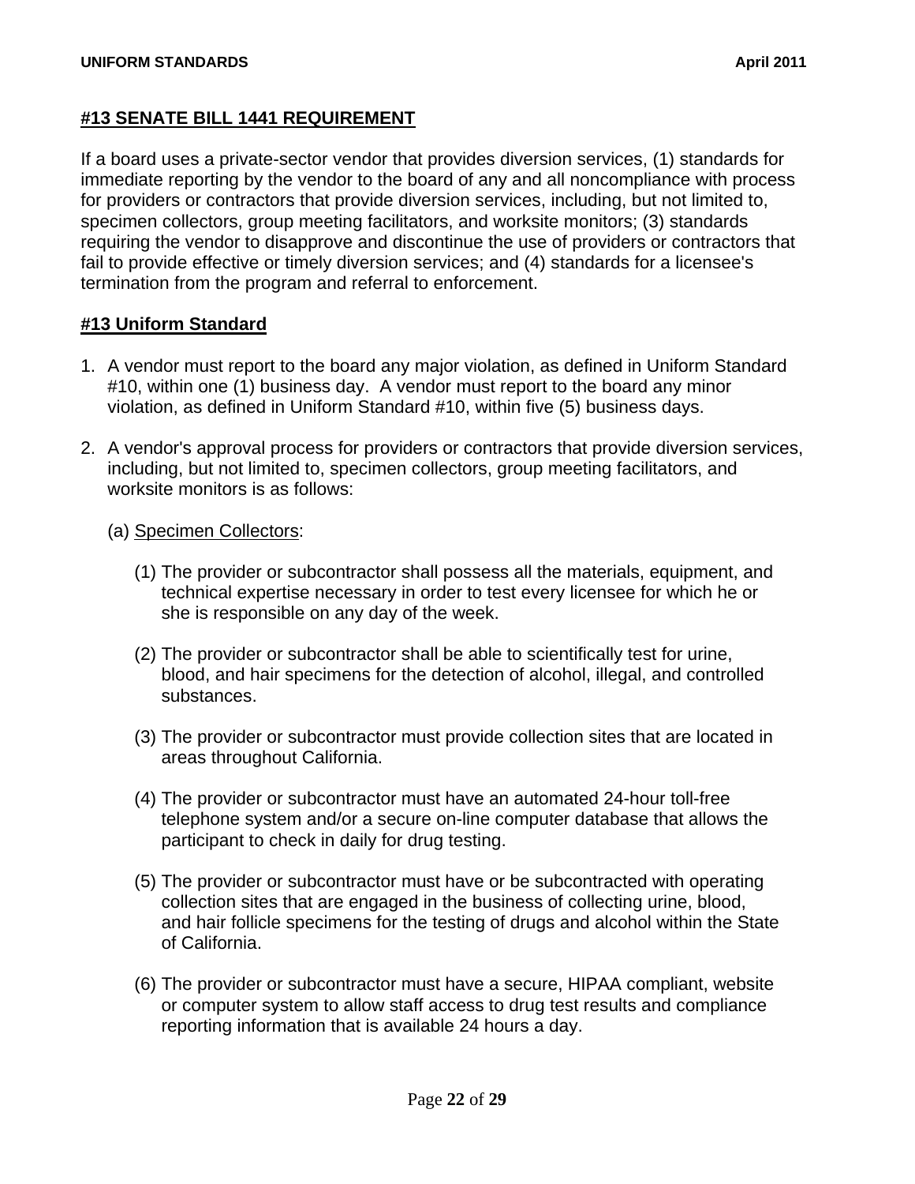**#13 SENATE BILL 1441 REQUIREMENT**

If a board uses a private-sector vendor that provides diversion services, (1) standards for immediate reporting by the vendor to the board of any and all noncompliance with process for providers or contractors that provide diversion services, including, but not limited to, specimen collectors, group meeting facilitators, and worksite monitors; (3) standards requiring the vendor to disapprove and discontinue the use of providers or contractors that fail to provide effective or timely diversion services; and (4) standards for a licensee's termination from the program and referral to enforcement.

**#13 Uniform Standard**

1. A vendor must report to the board any major violation, as defined in Uniform Standard #10, within one (1) business day. A vendor must report to the board any minor violation, as defined in Uniform Standard #10, within five (5) business days.

2. A vendor's approval process for providers or contractors that provide diversion services, including, but not limited to, specimen collectors, group meeting facilitators, and worksite monitors is as follows:

   (a) Specimen Collectors:

      (1) The provider or subcontractor shall possess all the materials, equipment, and technical expertise necessary in order to test every licensee for which he or she is responsible on any day of the week.

      (2) The provider or subcontractor shall be able to scientifically test for urine, blood, and hair specimens for the detection of alcohol, illegal, and controlled substances.

      (3) The provider or subcontractor must provide collection sites that are located in areas throughout California.

      (4) The provider or subcontractor must have an automated 24-hour toll-free telephone system and/or a secure on-line computer database that allows the participant to check in daily for drug testing.

      (5) The provider or subcontractor must have or be subcontracted with operating collection sites that are engaged in the business of collecting urine, blood, and hair follicle specimens for the testing of drugs and alcohol within the State of California.

      (6) The provider or subcontractor must have a secure, HIPAA compliant, website or computer system to allow staff access to drug test results and compliance reporting information that is available 24 hours a day.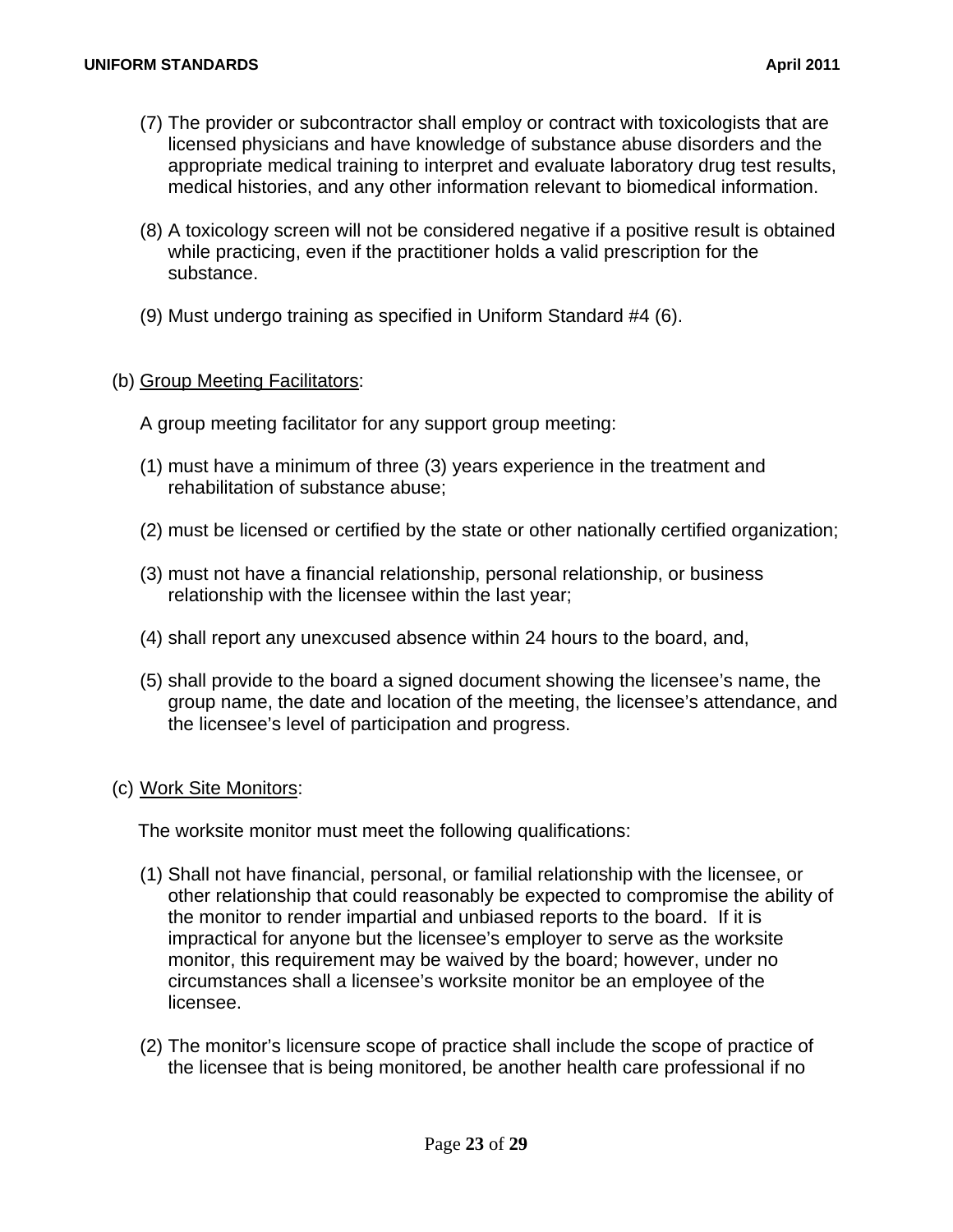(7) The provider or subcontractor shall employ or contract with toxicologists that are licensed physicians and have knowledge of substance abuse disorders and the appropriate medical training to interpret and evaluate laboratory drug test results, medical histories, and any other information relevant to biomedical information.

(8) A toxicology screen will not be considered negative if a positive result is obtained while practicing, even if the practitioner holds a valid prescription for the substance.

(9) Must undergo training as specified in Uniform Standard #4 (6).

(b) <u>Group Meeting Facilitators</u>:

A group meeting facilitator for any support group meeting:

(1) must have a minimum of three (3) years experience in the treatment and rehabilitation of substance abuse;

(2) must be licensed or certified by the state or other nationally certified organization;

(3) must not have a financial relationship, personal relationship, or business relationship with the licensee within the last year;

(4) shall report any unexcused absence within 24 hours to the board, and,

(5) shall provide to the board a signed document showing the licensee's name, the group name, the date and location of the meeting, the licensee's attendance, and the licensee's level of participation and progress.

(c) <u>Work Site Monitors</u>:

The worksite monitor must meet the following qualifications:

(1) Shall not have financial, personal, or familial relationship with the licensee, or other relationship that could reasonably be expected to compromise the ability of the monitor to render impartial and unbiased reports to the board. If it is impractical for anyone but the licensee's employer to serve as the worksite monitor, this requirement may be waived by the board; however, under no circumstances shall a licensee's worksite monitor be an employee of the licensee.

(2) The monitor's licensure scope of practice shall include the scope of practice of the licensee that is being monitored, be another health care professional if no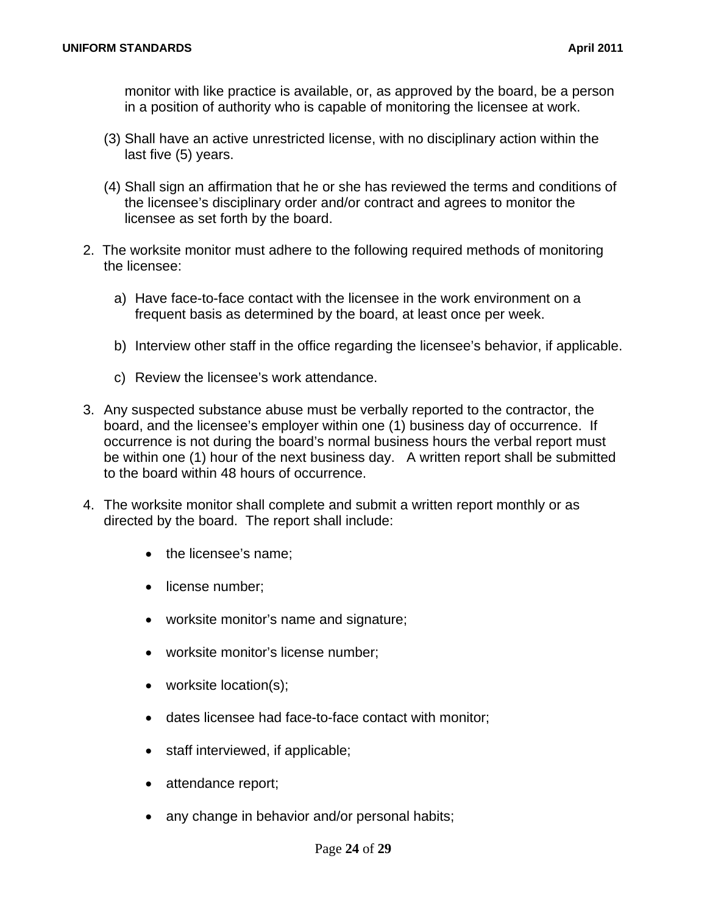monitor with like practice is available, or, as approved by the board, be a person in a position of authority who is capable of monitoring the licensee at work.

(3) Shall have an active unrestricted license, with no disciplinary action within the last five (5) years.

(4) Shall sign an affirmation that he or she has reviewed the terms and conditions of the licensee's disciplinary order and/or contract and agrees to monitor the licensee as set forth by the board.

2. The worksite monitor must adhere to the following required methods of monitoring the licensee:

   a) Have face-to-face contact with the licensee in the work environment on a frequent basis as determined by the board, at least once per week.

   b) Interview other staff in the office regarding the licensee's behavior, if applicable.

   c) Review the licensee's work attendance.

3. Any suspected substance abuse must be verbally reported to the contractor, the board, and the licensee's employer within one (1) business day of occurrence. If occurrence is not during the board's normal business hours the verbal report must be within one (1) hour of the next business day. A written report shall be submitted to the board within 48 hours of occurrence.

4. The worksite monitor shall complete and submit a written report monthly or as directed by the board. The report shall include:

   - the licensee's name;
   - license number;
   - worksite monitor's name and signature;
   - worksite monitor's license number;
   - worksite location(s);
   - dates licensee had face-to-face contact with monitor;
   - staff interviewed, if applicable;
   - attendance report;
   - any change in behavior and/or personal habits;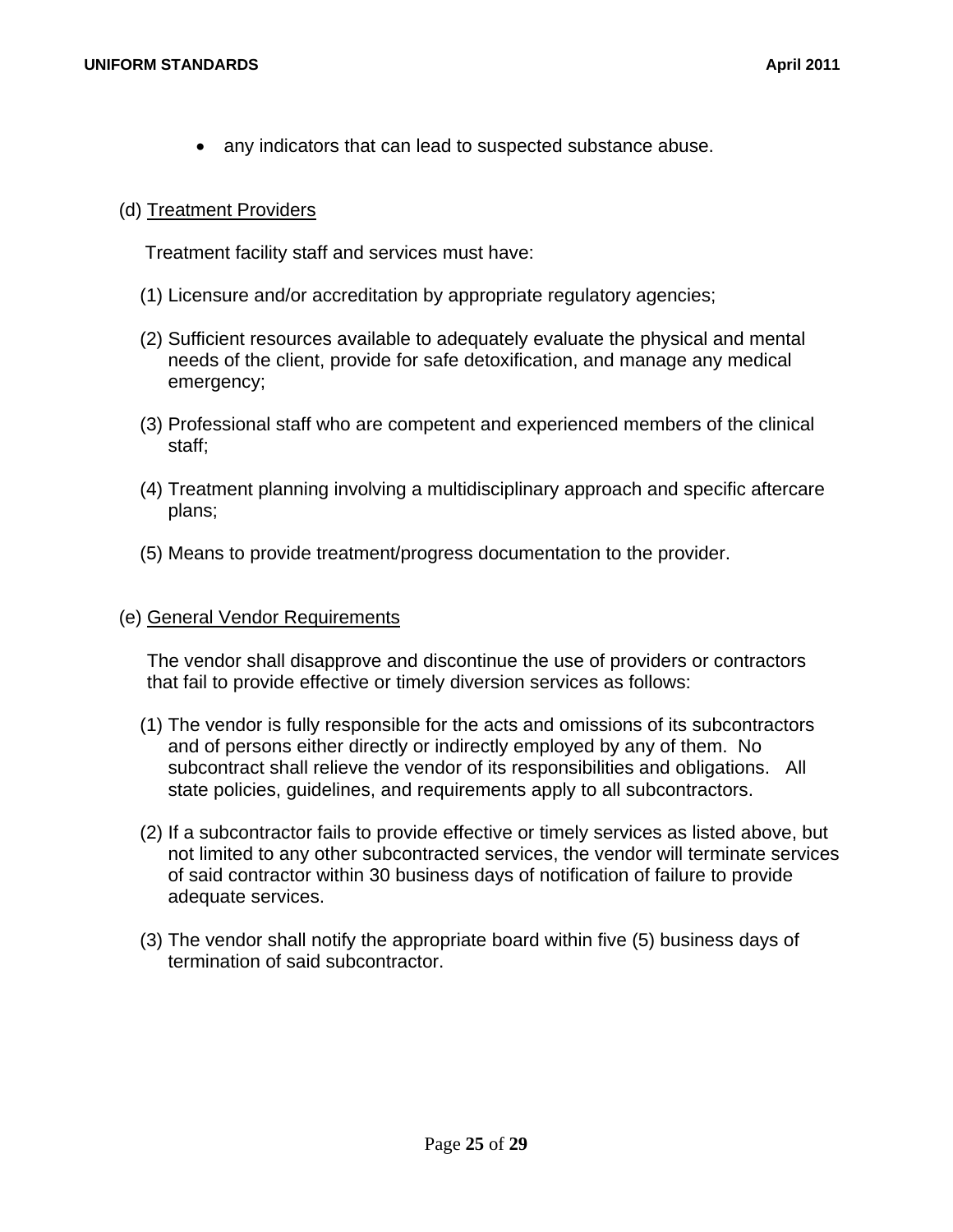- any indicators that can lead to suspected substance abuse.

(d) <u>Treatment Providers</u>

Treatment facility staff and services must have:

(1) Licensure and/or accreditation by appropriate regulatory agencies;

(2) Sufficient resources available to adequately evaluate the physical and mental needs of the client, provide for safe detoxification, and manage any medical emergency;

(3) Professional staff who are competent and experienced members of the clinical staff;

(4) Treatment planning involving a multidisciplinary approach and specific aftercare plans;

(5) Means to provide treatment/progress documentation to the provider.

(e) <u>General Vendor Requirements</u>

The vendor shall disapprove and discontinue the use of providers or contractors that fail to provide effective or timely diversion services as follows:

(1) The vendor is fully responsible for the acts and omissions of its subcontractors and of persons either directly or indirectly employed by any of them. No subcontract shall relieve the vendor of its responsibilities and obligations. All state policies, guidelines, and requirements apply to all subcontractors.

(2) If a subcontractor fails to provide effective or timely services as listed above, but not limited to any other subcontracted services, the vendor will terminate services of said contractor within 30 business days of notification of failure to provide adequate services.

(3) The vendor shall notify the appropriate board within five (5) business days of termination of said subcontractor.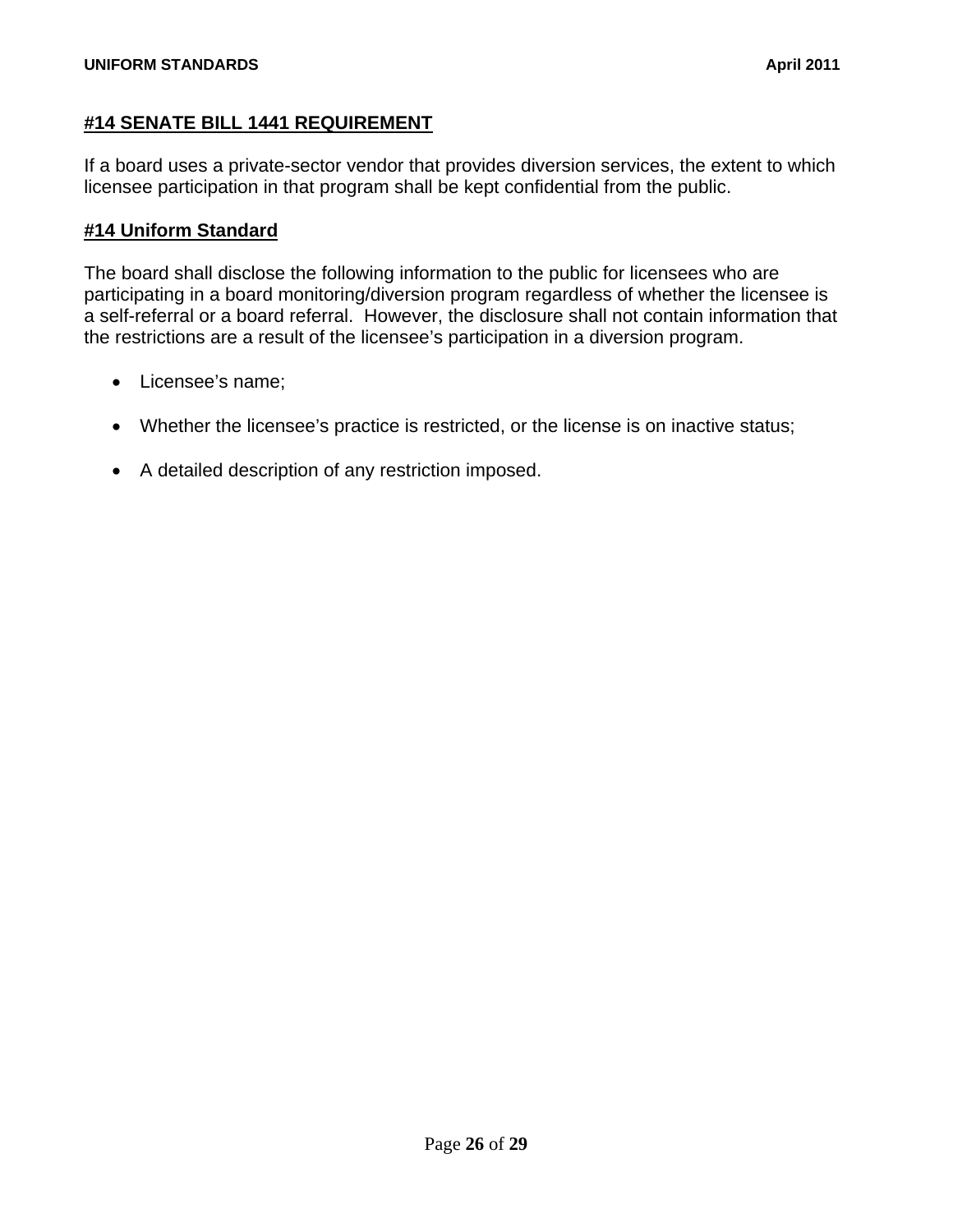## #14 SENATE BILL 1441 REQUIREMENT

If a board uses a private-sector vendor that provides diversion services, the extent to which licensee participation in that program shall be kept confidential from the public.

## #14 Uniform Standard

The board shall disclose the following information to the public for licensees who are participating in a board monitoring/diversion program regardless of whether the licensee is a self-referral or a board referral. However, the disclosure shall not contain information that the restrictions are a result of the licensee's participation in a diversion program.

- Licensee's name;
- Whether the licensee's practice is restricted, or the license is on inactive status;
- A detailed description of any restriction imposed.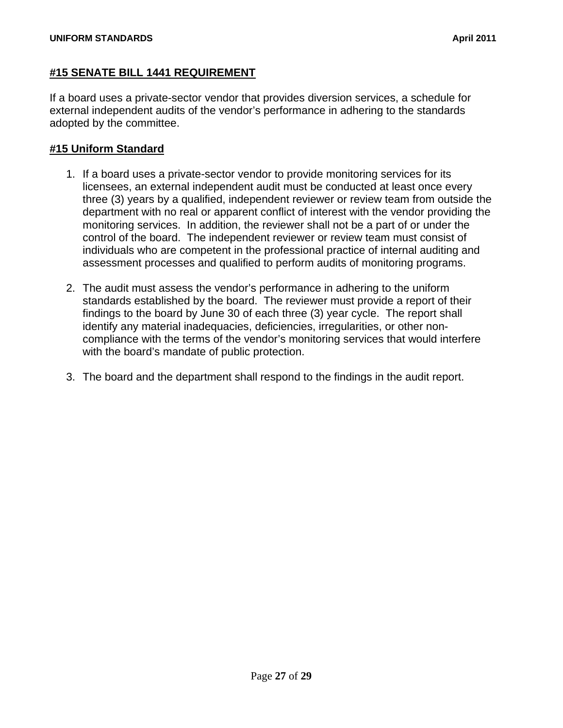## #15 SENATE BILL 1441 REQUIREMENT

If a board uses a private-sector vendor that provides diversion services, a schedule for external independent audits of the vendor's performance in adhering to the standards adopted by the committee.

## #15 Uniform Standard

1. If a board uses a private-sector vendor to provide monitoring services for its licensees, an external independent audit must be conducted at least once every three (3) years by a qualified, independent reviewer or review team from outside the department with no real or apparent conflict of interest with the vendor providing the monitoring services. In addition, the reviewer shall not be a part of or under the control of the board. The independent reviewer or review team must consist of individuals who are competent in the professional practice of internal auditing and assessment processes and qualified to perform audits of monitoring programs.

2. The audit must assess the vendor's performance in adhering to the uniform standards established by the board. The reviewer must provide a report of their findings to the board by June 30 of each three (3) year cycle. The report shall identify any material inadequacies, deficiencies, irregularities, or other non-compliance with the terms of the vendor's monitoring services that would interfere with the board's mandate of public protection.

3. The board and the department shall respond to the findings in the audit report.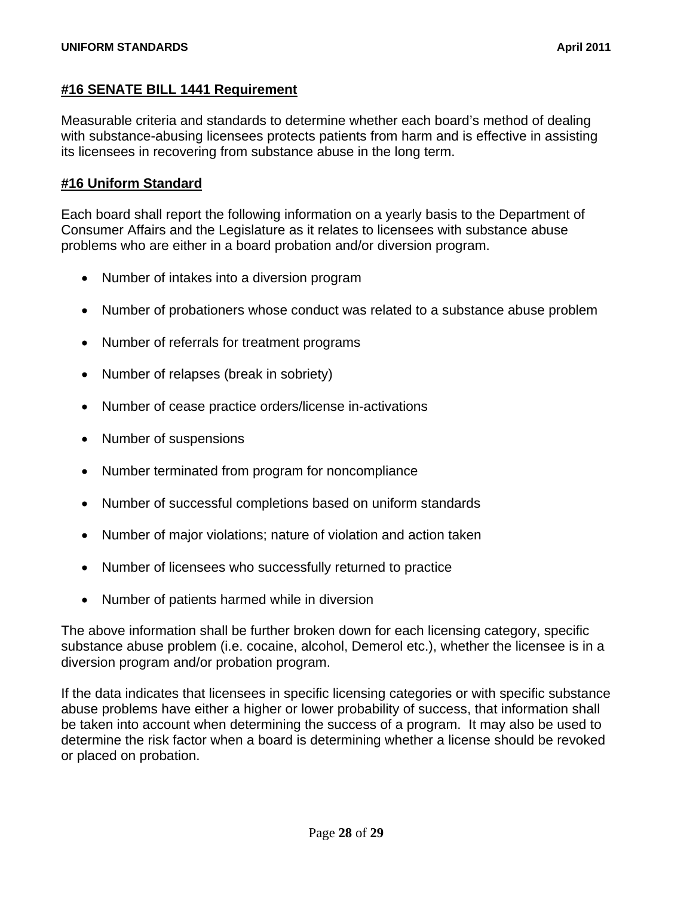## #16 SENATE BILL 1441 Requirement

Measurable criteria and standards to determine whether each board's method of dealing with substance-abusing licensees protects patients from harm and is effective in assisting its licensees in recovering from substance abuse in the long term.

## #16 Uniform Standard

Each board shall report the following information on a yearly basis to the Department of Consumer Affairs and the Legislature as it relates to licensees with substance abuse problems who are either in a board probation and/or diversion program.

- Number of intakes into a diversion program
- Number of probationers whose conduct was related to a substance abuse problem
- Number of referrals for treatment programs
- Number of relapses (break in sobriety)
- Number of cease practice orders/license in-activations
- Number of suspensions
- Number terminated from program for noncompliance
- Number of successful completions based on uniform standards
- Number of major violations; nature of violation and action taken
- Number of licensees who successfully returned to practice
- Number of patients harmed while in diversion

The above information shall be further broken down for each licensing category, specific substance abuse problem (i.e. cocaine, alcohol, Demerol etc.), whether the licensee is in a diversion program and/or probation program.

If the data indicates that licensees in specific licensing categories or with specific substance abuse problems have either a higher or lower probability of success, that information shall be taken into account when determining the success of a program. It may also be used to determine the risk factor when a board is determining whether a license should be revoked or placed on probation.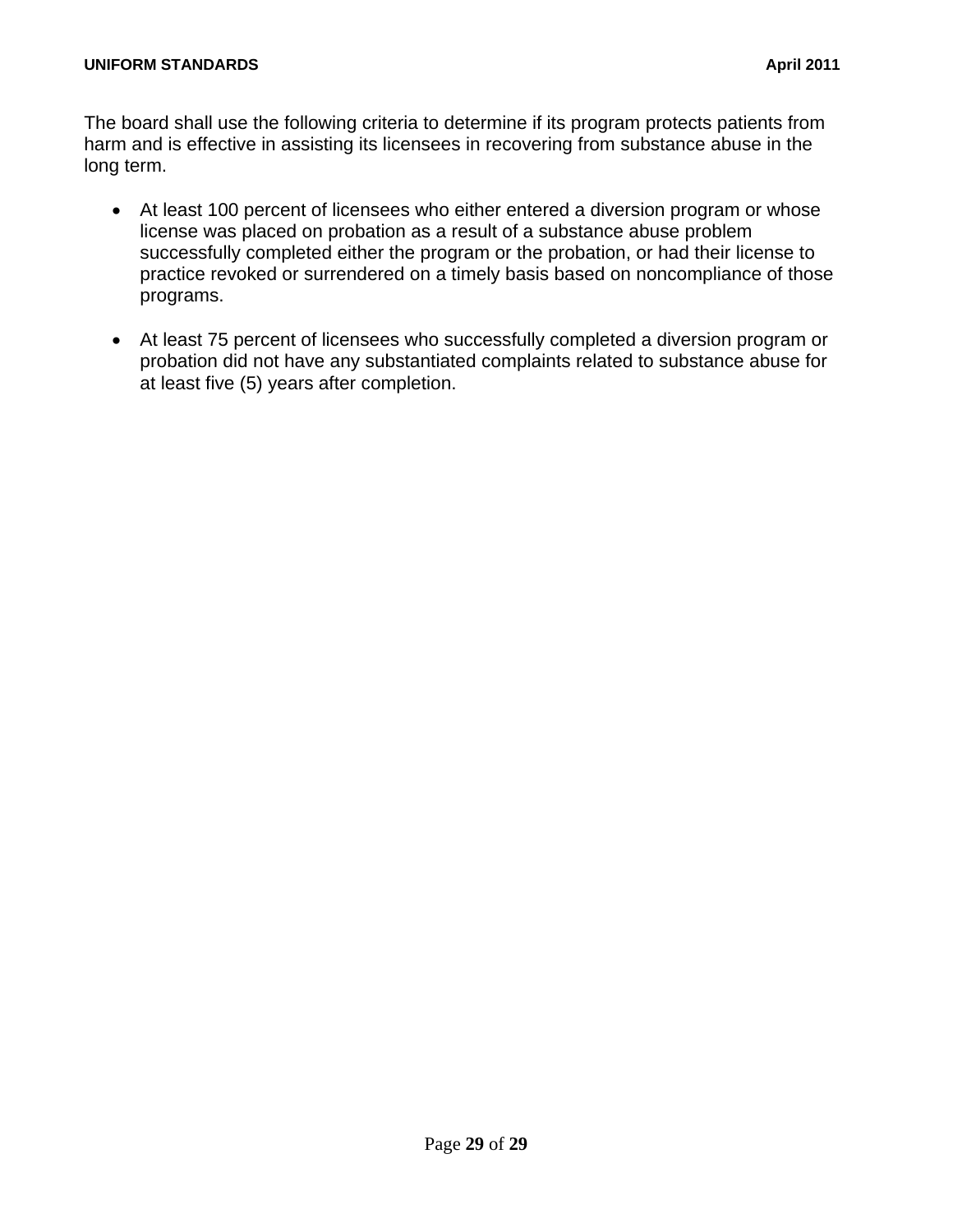The board shall use the following criteria to determine if its program protects patients from harm and is effective in assisting its licensees in recovering from substance abuse in the long term.

- At least 100 percent of licensees who either entered a diversion program or whose license was placed on probation as a result of a substance abuse problem successfully completed either the program or the probation, or had their license to practice revoked or surrendered on a timely basis based on noncompliance of those programs.

- At least 75 percent of licensees who successfully completed a diversion program or probation did not have any substantiated complaints related to substance abuse for at least five (5) years after completion.